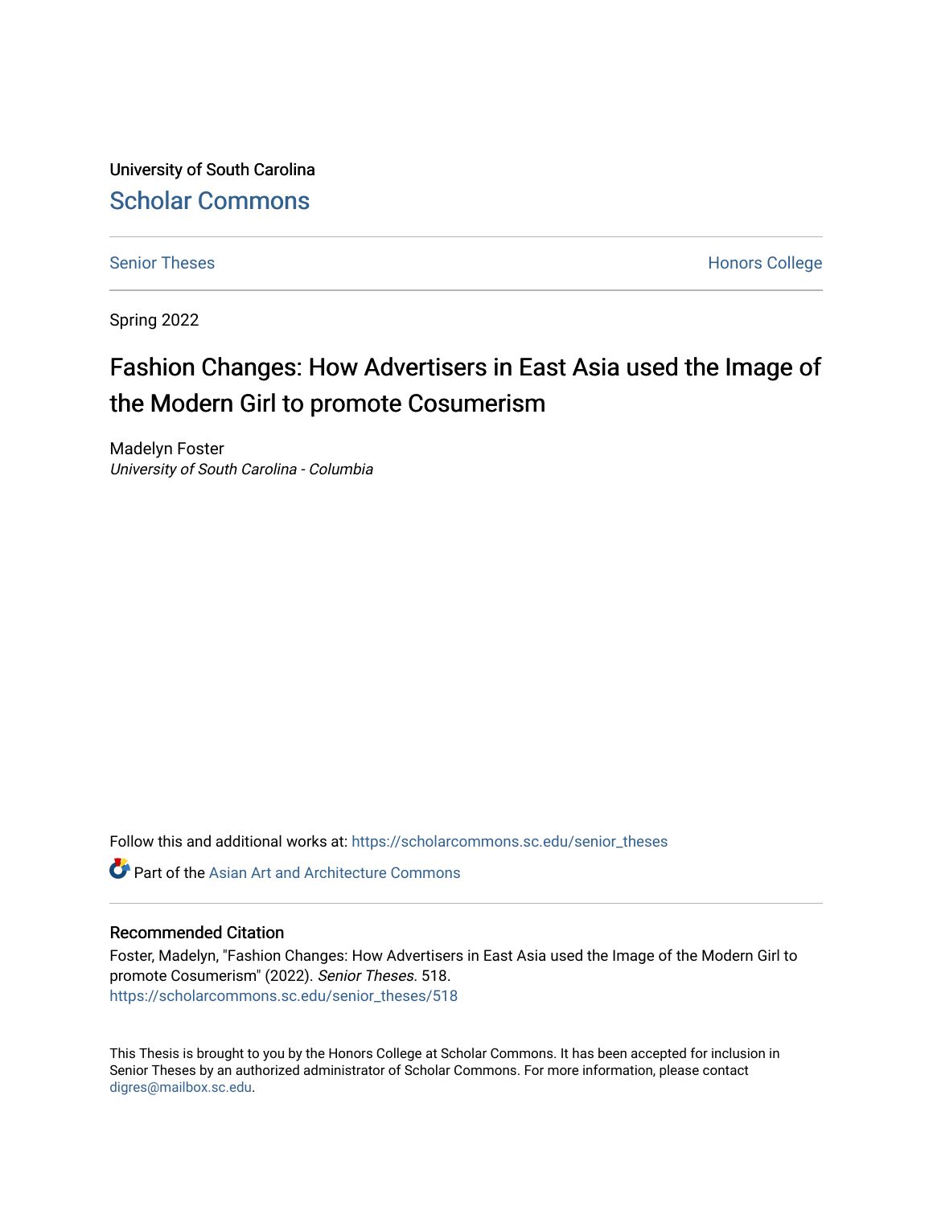University of South Carolina

Scholar Commons

Senior Theses

Honors College

Spring 2022

# Fashion Changes: How Advertisers in East Asia used the Image of the Modern Girl to promote Cosumerism

Madelyn Foster

*University of South Carolina - Columbia*

Follow this and additional works at: https://scholarcommons.sc.edu/senior_theses

Part of the Asian Art and Architecture Commons

## Recommended Citation

Foster, Madelyn, "Fashion Changes: How Advertisers in East Asia used the Image of the Modern Girl to promote Cosumerism" (2022). *Senior Theses*. 518.
https://scholarcommons.sc.edu/senior_theses/518

This Thesis is brought to you by the Honors College at Scholar Commons. It has been accepted for inclusion in Senior Theses by an authorized administrator of Scholar Commons. For more information, please contact digres@mailbox.sc.edu.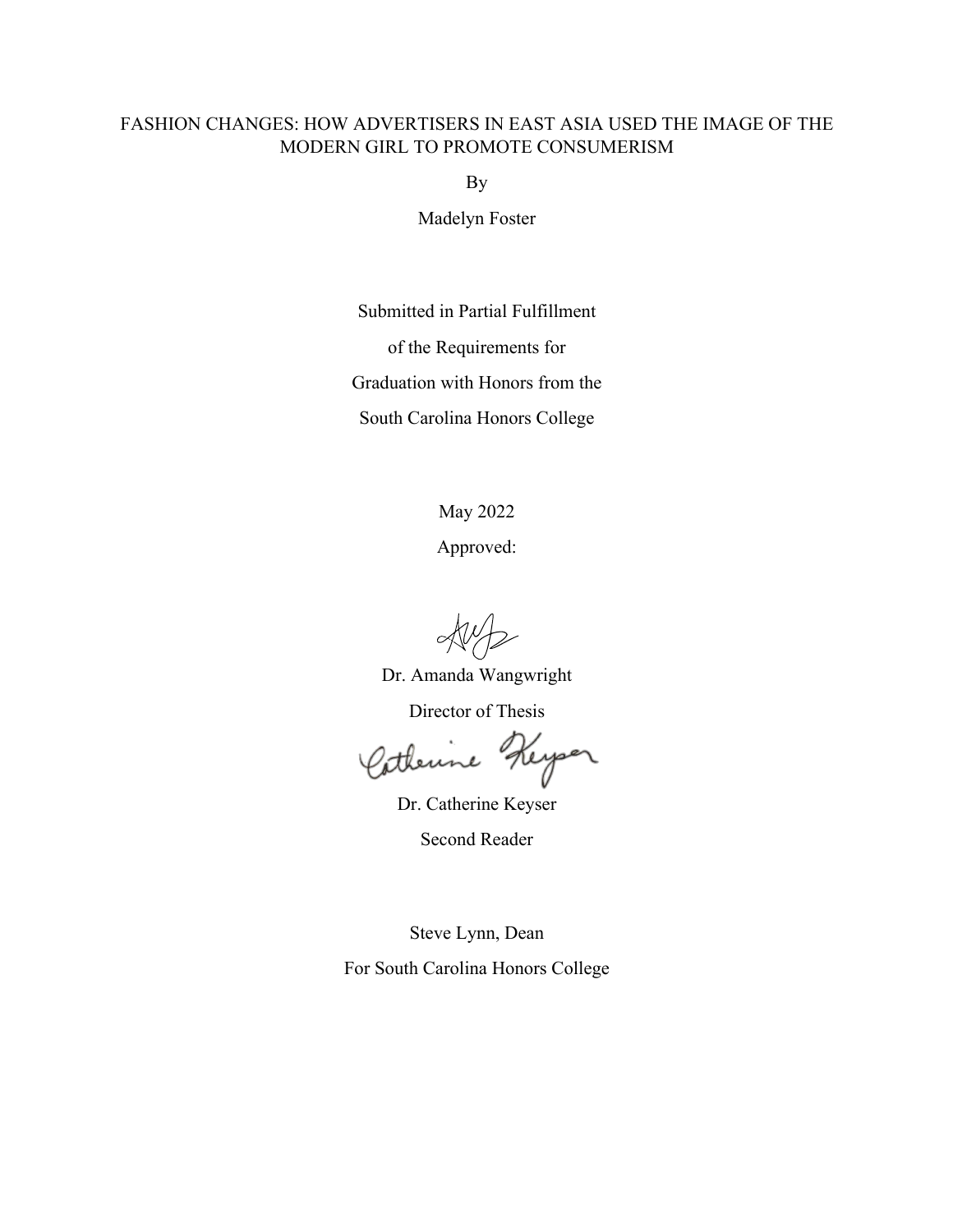FASHION CHANGES: HOW ADVERTISERS IN EAST ASIA USED THE IMAGE OF THE MODERN GIRL TO PROMOTE CONSUMERISM

By

Madelyn Foster

Submitted in Partial Fulfillment

of the Requirements for

Graduation with Honors from the

South Carolina Honors College

May 2022

Approved:

Dr. Amanda Wangwright

Director of Thesis

Dr. Catherine Keyser

Second Reader

Steve Lynn, Dean

For South Carolina Honors College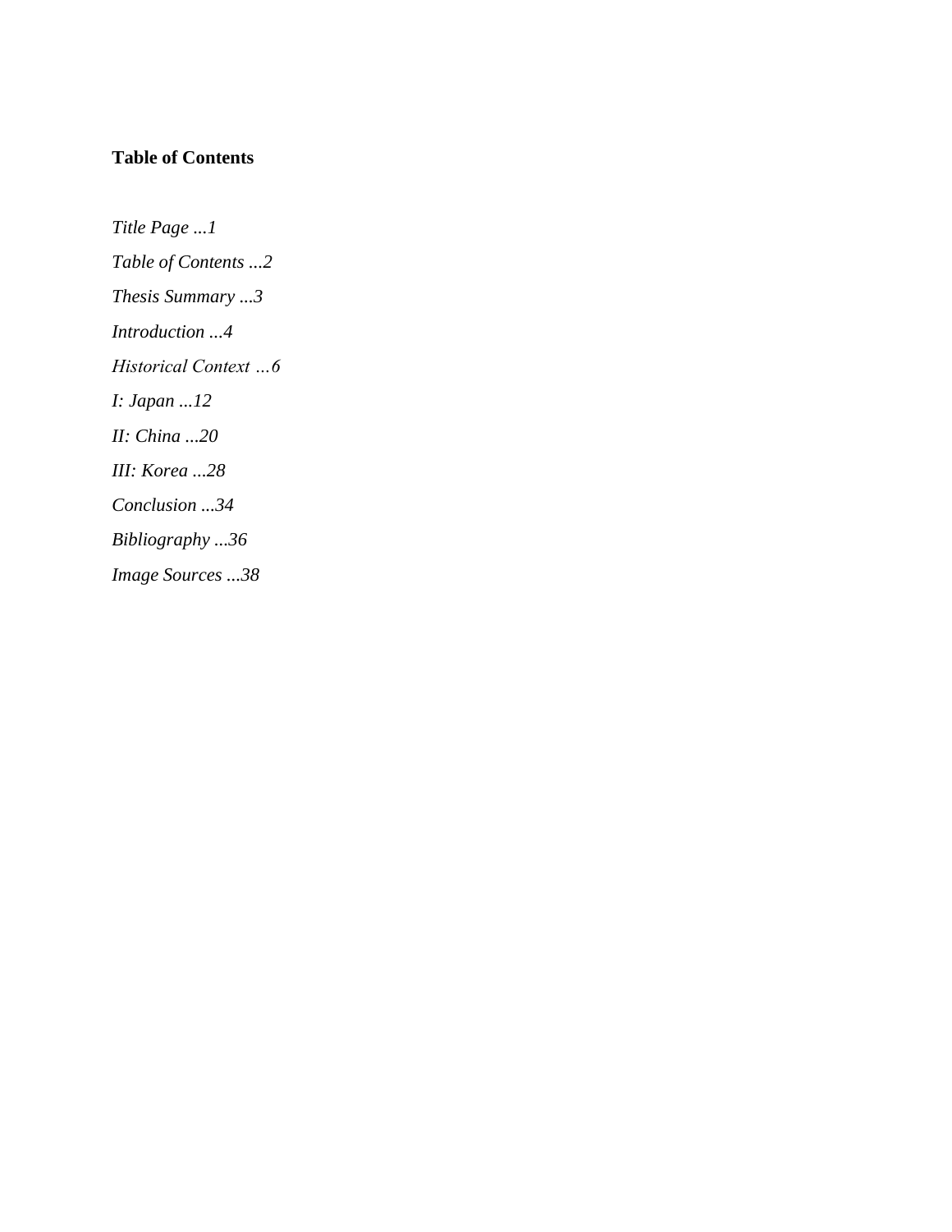**Table of Contents**

*Title Page ...1*

*Table of Contents ...2*

*Thesis Summary ...3*

*Introduction ...4*

*Historical Context …6*

*I: Japan ...12*

*II: China ...20*

*III: Korea ...28*

*Conclusion ...34*

*Bibliography ...36*

*Image Sources ...38*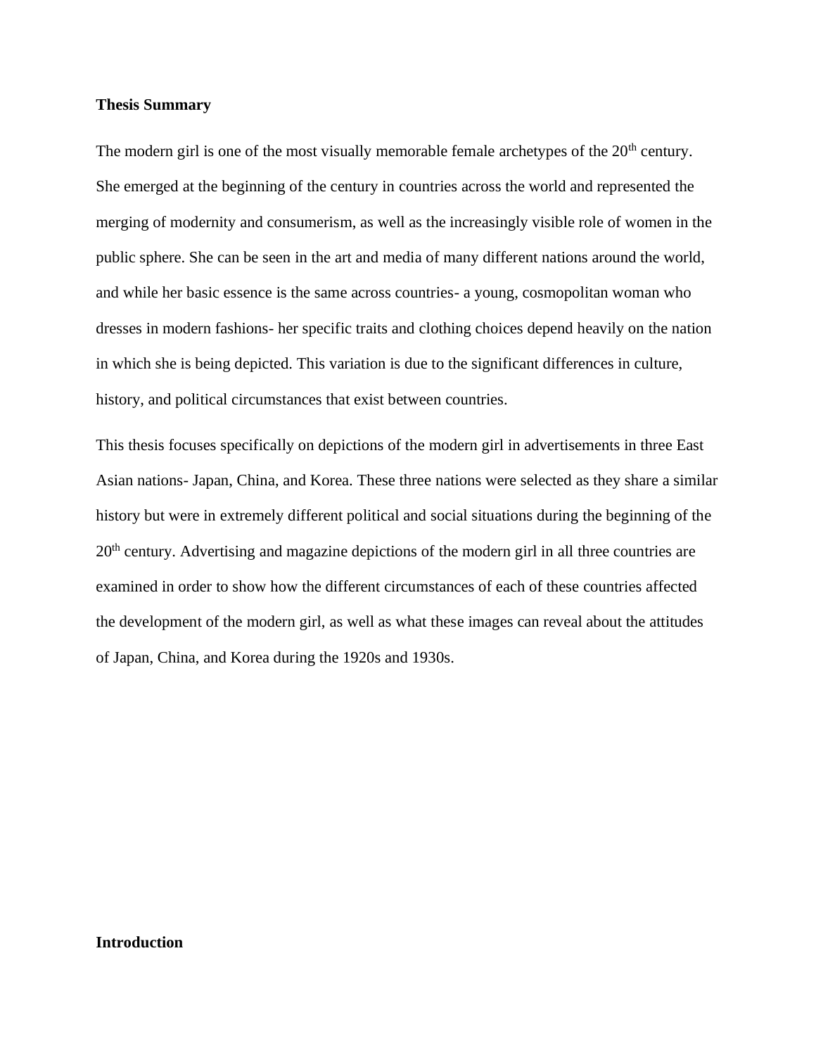## Thesis Summary

The modern girl is one of the most visually memorable female archetypes of the 20th century. She emerged at the beginning of the century in countries across the world and represented the merging of modernity and consumerism, as well as the increasingly visible role of women in the public sphere. She can be seen in the art and media of many different nations around the world, and while her basic essence is the same across countries- a young, cosmopolitan woman who dresses in modern fashions- her specific traits and clothing choices depend heavily on the nation in which she is being depicted. This variation is due to the significant differences in culture, history, and political circumstances that exist between countries.

This thesis focuses specifically on depictions of the modern girl in advertisements in three East Asian nations- Japan, China, and Korea. These three nations were selected as they share a similar history but were in extremely different political and social situations during the beginning of the 20th century. Advertising and magazine depictions of the modern girl in all three countries are examined in order to show how the different circumstances of each of these countries affected the development of the modern girl, as well as what these images can reveal about the attitudes of Japan, China, and Korea during the 1920s and 1930s.

## Introduction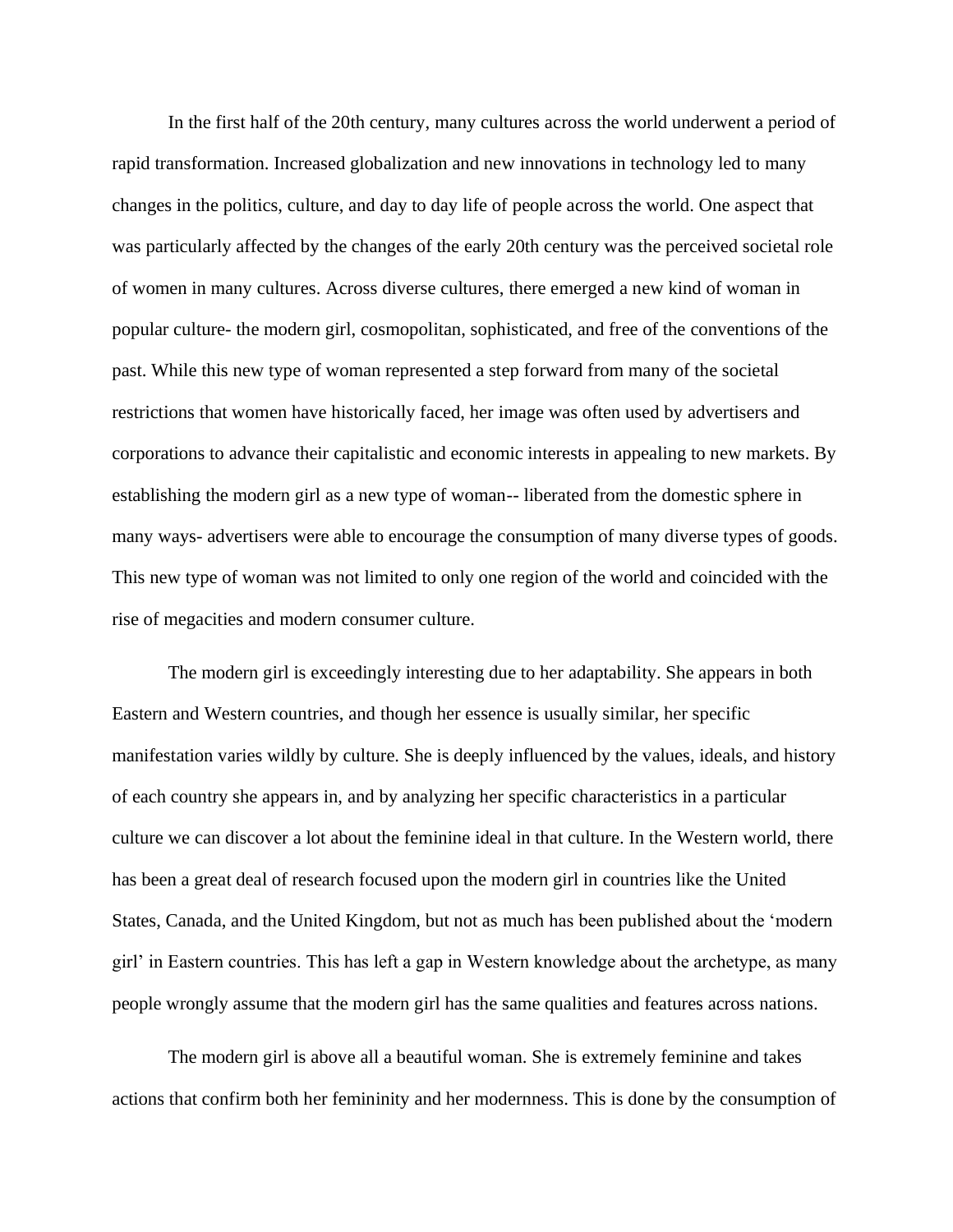In the first half of the 20th century, many cultures across the world underwent a period of rapid transformation. Increased globalization and new innovations in technology led to many changes in the politics, culture, and day to day life of people across the world. One aspect that was particularly affected by the changes of the early 20th century was the perceived societal role of women in many cultures. Across diverse cultures, there emerged a new kind of woman in popular culture- the modern girl, cosmopolitan, sophisticated, and free of the conventions of the past. While this new type of woman represented a step forward from many of the societal restrictions that women have historically faced, her image was often used by advertisers and corporations to advance their capitalistic and economic interests in appealing to new markets. By establishing the modern girl as a new type of woman-- liberated from the domestic sphere in many ways- advertisers were able to encourage the consumption of many diverse types of goods. This new type of woman was not limited to only one region of the world and coincided with the rise of megacities and modern consumer culture.

The modern girl is exceedingly interesting due to her adaptability. She appears in both Eastern and Western countries, and though her essence is usually similar, her specific manifestation varies wildly by culture. She is deeply influenced by the values, ideals, and history of each country she appears in, and by analyzing her specific characteristics in a particular culture we can discover a lot about the feminine ideal in that culture. In the Western world, there has been a great deal of research focused upon the modern girl in countries like the United States, Canada, and the United Kingdom, but not as much has been published about the 'modern girl' in Eastern countries. This has left a gap in Western knowledge about the archetype, as many people wrongly assume that the modern girl has the same qualities and features across nations.

The modern girl is above all a beautiful woman. She is extremely feminine and takes actions that confirm both her femininity and her modernness. This is done by the consumption of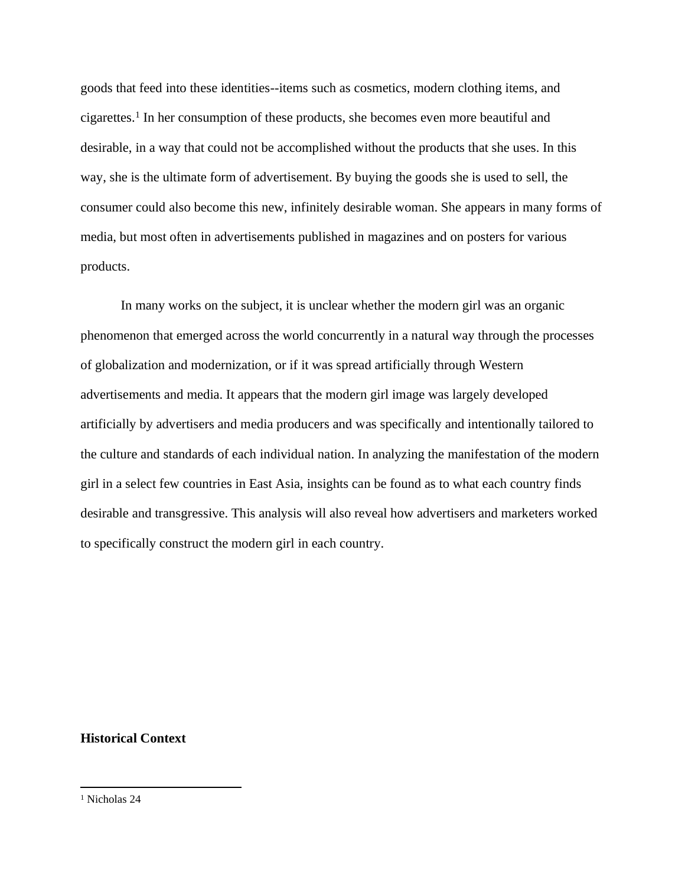goods that feed into these identities--items such as cosmetics, modern clothing items, and cigarettes.[1] In her consumption of these products, she becomes even more beautiful and desirable, in a way that could not be accomplished without the products that she uses. In this way, she is the ultimate form of advertisement. By buying the goods she is used to sell, the consumer could also become this new, infinitely desirable woman. She appears in many forms of media, but most often in advertisements published in magazines and on posters for various products.

In many works on the subject, it is unclear whether the modern girl was an organic phenomenon that emerged across the world concurrently in a natural way through the processes of globalization and modernization, or if it was spread artificially through Western advertisements and media. It appears that the modern girl image was largely developed artificially by advertisers and media producers and was specifically and intentionally tailored to the culture and standards of each individual nation. In analyzing the manifestation of the modern girl in a select few countries in East Asia, insights can be found as to what each country finds desirable and transgressive. This analysis will also reveal how advertisers and marketers worked to specifically construct the modern girl in each country.

**Historical Context**

---

[1] Nicholas 24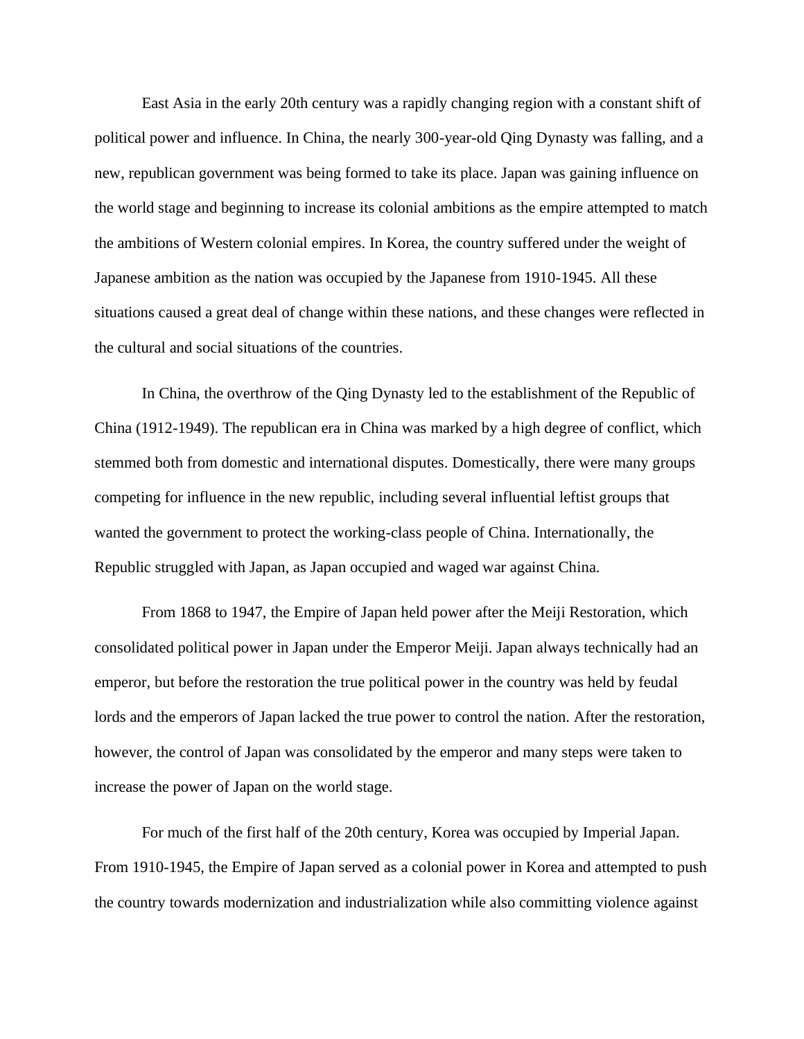East Asia in the early 20th century was a rapidly changing region with a constant shift of political power and influence. In China, the nearly 300-year-old Qing Dynasty was falling, and a new, republican government was being formed to take its place. Japan was gaining influence on the world stage and beginning to increase its colonial ambitions as the empire attempted to match the ambitions of Western colonial empires. In Korea, the country suffered under the weight of Japanese ambition as the nation was occupied by the Japanese from 1910-1945. All these situations caused a great deal of change within these nations, and these changes were reflected in the cultural and social situations of the countries.

In China, the overthrow of the Qing Dynasty led to the establishment of the Republic of China (1912-1949). The republican era in China was marked by a high degree of conflict, which stemmed both from domestic and international disputes. Domestically, there were many groups competing for influence in the new republic, including several influential leftist groups that wanted the government to protect the working-class people of China. Internationally, the Republic struggled with Japan, as Japan occupied and waged war against China.

From 1868 to 1947, the Empire of Japan held power after the Meiji Restoration, which consolidated political power in Japan under the Emperor Meiji. Japan always technically had an emperor, but before the restoration the true political power in the country was held by feudal lords and the emperors of Japan lacked the true power to control the nation. After the restoration, however, the control of Japan was consolidated by the emperor and many steps were taken to increase the power of Japan on the world stage.

For much of the first half of the 20th century, Korea was occupied by Imperial Japan. From 1910-1945, the Empire of Japan served as a colonial power in Korea and attempted to push the country towards modernization and industrialization while also committing violence against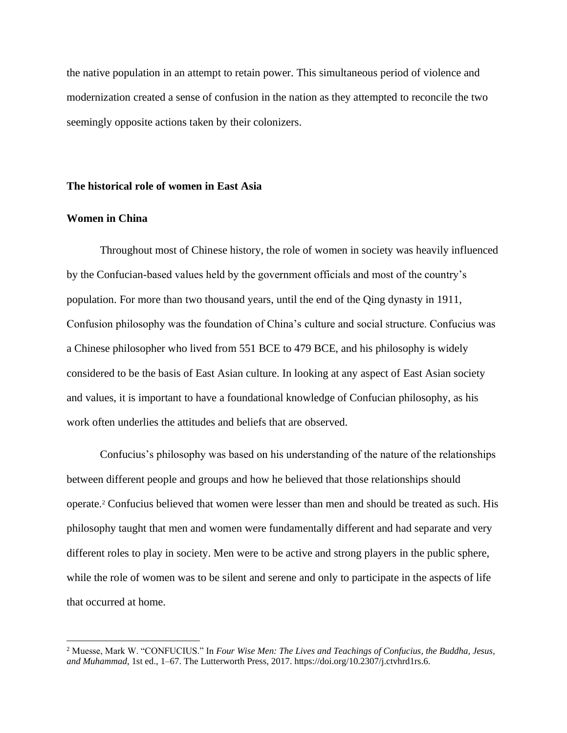the native population in an attempt to retain power. This simultaneous period of violence and modernization created a sense of confusion in the nation as they attempted to reconcile the two seemingly opposite actions taken by their colonizers.

**The historical role of women in East Asia**

**Women in China**

Throughout most of Chinese history, the role of women in society was heavily influenced by the Confucian-based values held by the government officials and most of the country's population. For more than two thousand years, until the end of the Qing dynasty in 1911, Confusion philosophy was the foundation of China's culture and social structure. Confucius was a Chinese philosopher who lived from 551 BCE to 479 BCE, and his philosophy is widely considered to be the basis of East Asian culture. In looking at any aspect of East Asian society and values, it is important to have a foundational knowledge of Confucian philosophy, as his work often underlies the attitudes and beliefs that are observed.

Confucius's philosophy was based on his understanding of the nature of the relationships between different people and groups and how he believed that those relationships should operate.[2] Confucius believed that women were lesser than men and should be treated as such. His philosophy taught that men and women were fundamentally different and had separate and very different roles to play in society. Men were to be active and strong players in the public sphere, while the role of women was to be silent and serene and only to participate in the aspects of life that occurred at home.

[2] Muesse, Mark W. "CONFUCIUS." In *Four Wise Men: The Lives and Teachings of Confucius, the Buddha, Jesus, and Muhammad*, 1st ed., 1–67. The Lutterworth Press, 2017. https://doi.org/10.2307/j.ctvhrd1rs.6.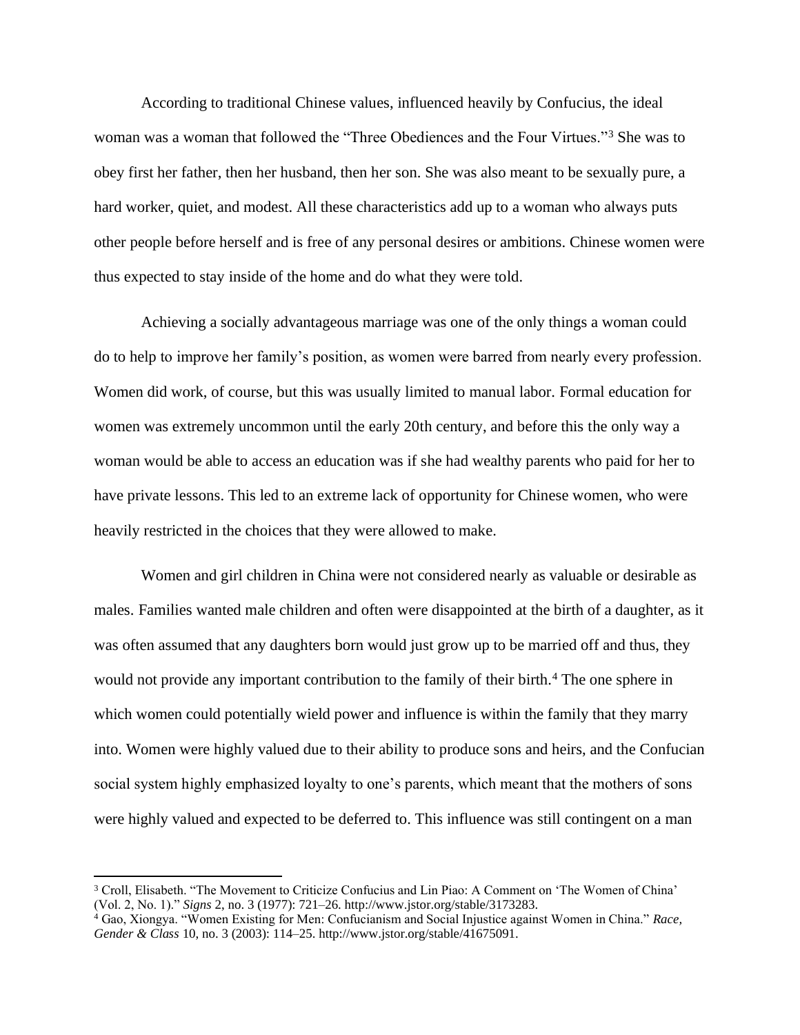According to traditional Chinese values, influenced heavily by Confucius, the ideal woman was a woman that followed the "Three Obediences and the Four Virtues."[3] She was to obey first her father, then her husband, then her son. She was also meant to be sexually pure, a hard worker, quiet, and modest. All these characteristics add up to a woman who always puts other people before herself and is free of any personal desires or ambitions. Chinese women were thus expected to stay inside of the home and do what they were told.

Achieving a socially advantageous marriage was one of the only things a woman could do to help to improve her family's position, as women were barred from nearly every profession. Women did work, of course, but this was usually limited to manual labor. Formal education for women was extremely uncommon until the early 20th century, and before this the only way a woman would be able to access an education was if she had wealthy parents who paid for her to have private lessons. This led to an extreme lack of opportunity for Chinese women, who were heavily restricted in the choices that they were allowed to make.

Women and girl children in China were not considered nearly as valuable or desirable as males. Families wanted male children and often were disappointed at the birth of a daughter, as it was often assumed that any daughters born would just grow up to be married off and thus, they would not provide any important contribution to the family of their birth.[4] The one sphere in which women could potentially wield power and influence is within the family that they marry into. Women were highly valued due to their ability to produce sons and heirs, and the Confucian social system highly emphasized loyalty to one's parents, which meant that the mothers of sons were highly valued and expected to be deferred to. This influence was still contingent on a man

---

[3] Croll, Elisabeth. "The Movement to Criticize Confucius and Lin Piao: A Comment on 'The Women of China' (Vol. 2, No. 1)." *Signs* 2, no. 3 (1977): 721–26. http://www.jstor.org/stable/3173283.

[4] Gao, Xiongya. "Women Existing for Men: Confucianism and Social Injustice against Women in China." *Race, Gender & Class* 10, no. 3 (2003): 114–25. http://www.jstor.org/stable/41675091.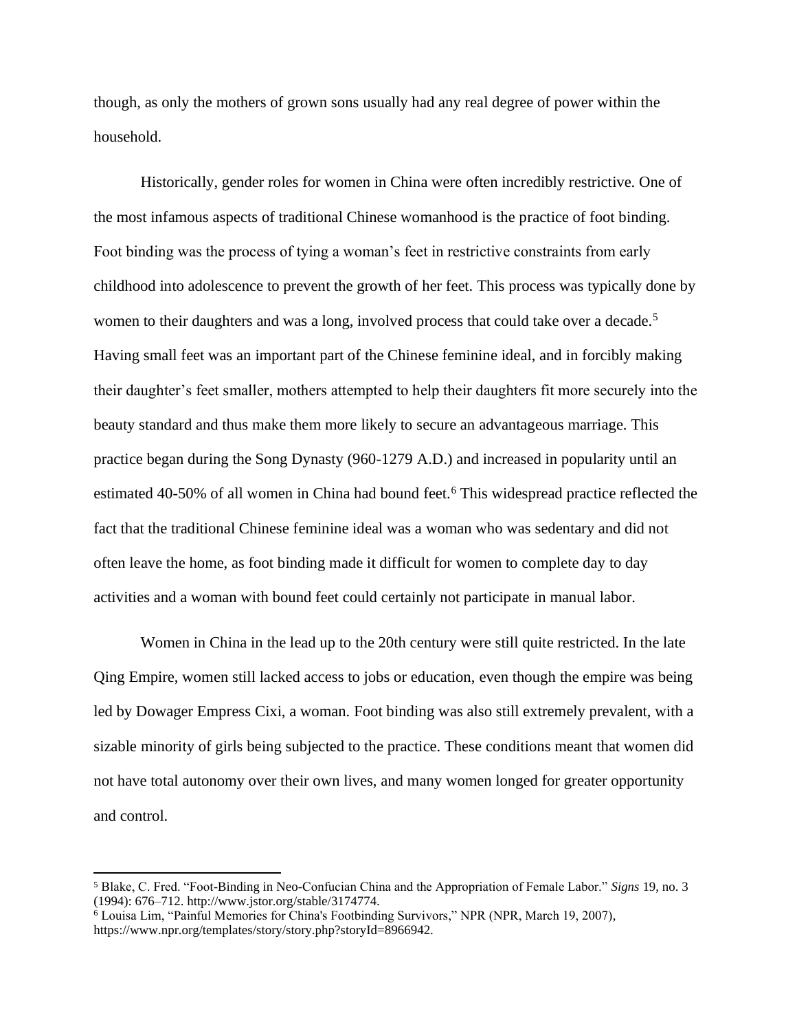though, as only the mothers of grown sons usually had any real degree of power within the household.

Historically, gender roles for women in China were often incredibly restrictive. One of the most infamous aspects of traditional Chinese womanhood is the practice of foot binding. Foot binding was the process of tying a woman's feet in restrictive constraints from early childhood into adolescence to prevent the growth of her feet. This process was typically done by women to their daughters and was a long, involved process that could take over a decade.[5] Having small feet was an important part of the Chinese feminine ideal, and in forcibly making their daughter's feet smaller, mothers attempted to help their daughters fit more securely into the beauty standard and thus make them more likely to secure an advantageous marriage. This practice began during the Song Dynasty (960-1279 A.D.) and increased in popularity until an estimated 40-50% of all women in China had bound feet.[6] This widespread practice reflected the fact that the traditional Chinese feminine ideal was a woman who was sedentary and did not often leave the home, as foot binding made it difficult for women to complete day to day activities and a woman with bound feet could certainly not participate in manual labor.

Women in China in the lead up to the 20th century were still quite restricted. In the late Qing Empire, women still lacked access to jobs or education, even though the empire was being led by Dowager Empress Cixi, a woman. Foot binding was also still extremely prevalent, with a sizable minority of girls being subjected to the practice. These conditions meant that women did not have total autonomy over their own lives, and many women longed for greater opportunity and control.

---

[5] Blake, C. Fred. "Foot-Binding in Neo-Confucian China and the Appropriation of Female Labor." *Signs* 19, no. 3 (1994): 676–712. http://www.jstor.org/stable/3174774.

[6] Louisa Lim, "Painful Memories for China's Footbinding Survivors," NPR (NPR, March 19, 2007), https://www.npr.org/templates/story/story.php?storyId=8966942.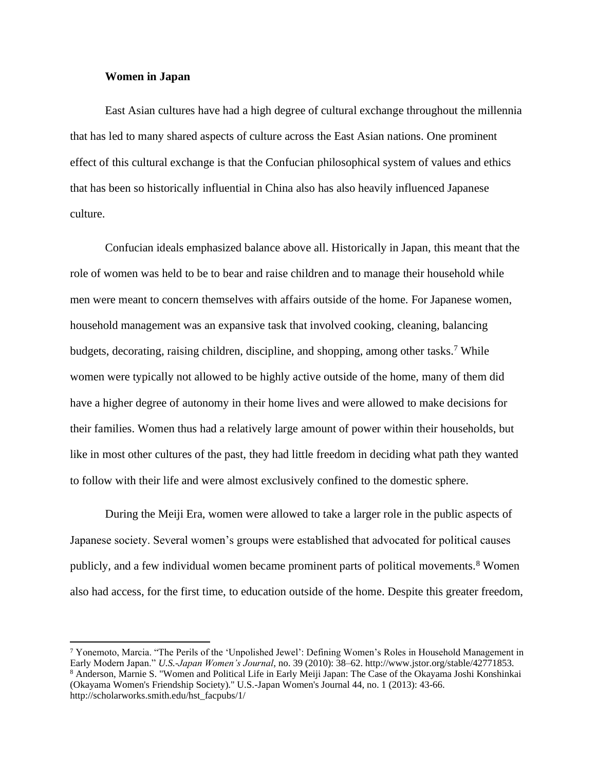**Women in Japan**

East Asian cultures have had a high degree of cultural exchange throughout the millennia that has led to many shared aspects of culture across the East Asian nations. One prominent effect of this cultural exchange is that the Confucian philosophical system of values and ethics that has been so historically influential in China also has also heavily influenced Japanese culture.

Confucian ideals emphasized balance above all. Historically in Japan, this meant that the role of women was held to be to bear and raise children and to manage their household while men were meant to concern themselves with affairs outside of the home. For Japanese women, household management was an expansive task that involved cooking, cleaning, balancing budgets, decorating, raising children, discipline, and shopping, among other tasks.[7] While women were typically not allowed to be highly active outside of the home, many of them did have a higher degree of autonomy in their home lives and were allowed to make decisions for their families. Women thus had a relatively large amount of power within their households, but like in most other cultures of the past, they had little freedom in deciding what path they wanted to follow with their life and were almost exclusively confined to the domestic sphere.

During the Meiji Era, women were allowed to take a larger role in the public aspects of Japanese society. Several women's groups were established that advocated for political causes publicly, and a few individual women became prominent parts of political movements.[8] Women also had access, for the first time, to education outside of the home. Despite this greater freedom,

---

[7] Yonemoto, Marcia. "The Perils of the 'Unpolished Jewel': Defining Women's Roles in Household Management in Early Modern Japan." *U.S.-Japan Women's Journal*, no. 39 (2010): 38–62. http://www.jstor.org/stable/42771853.

[8] Anderson, Marnie S. "Women and Political Life in Early Meiji Japan: The Case of the Okayama Joshi Konshinkai (Okayama Women's Friendship Society)." U.S.-Japan Women's Journal 44, no. 1 (2013): 43-66. http://scholarworks.smith.edu/hst_facpubs/1/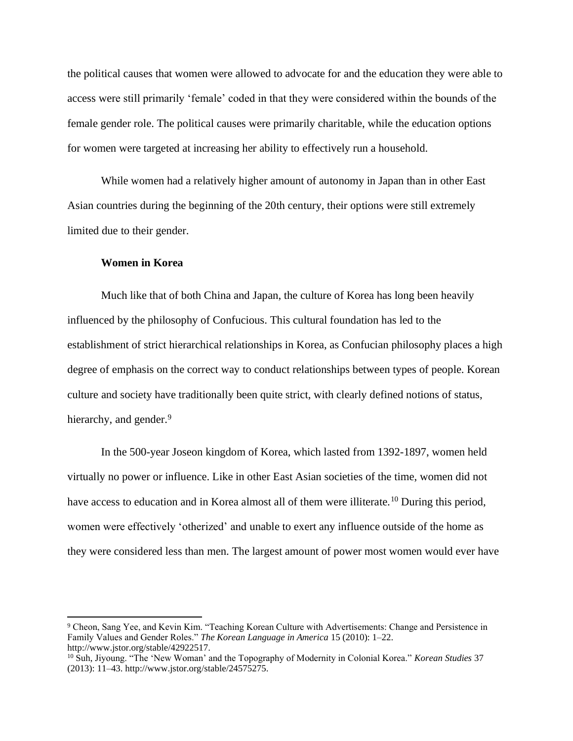the political causes that women were allowed to advocate for and the education they were able to access were still primarily 'female' coded in that they were considered within the bounds of the female gender role. The political causes were primarily charitable, while the education options for women were targeted at increasing her ability to effectively run a household.

While women had a relatively higher amount of autonomy in Japan than in other East Asian countries during the beginning of the 20th century, their options were still extremely limited due to their gender.

**Women in Korea**

Much like that of both China and Japan, the culture of Korea has long been heavily influenced by the philosophy of Confucious. This cultural foundation has led to the establishment of strict hierarchical relationships in Korea, as Confucian philosophy places a high degree of emphasis on the correct way to conduct relationships between types of people. Korean culture and society have traditionally been quite strict, with clearly defined notions of status, hierarchy, and gender.[9]

In the 500-year Joseon kingdom of Korea, which lasted from 1392-1897, women held virtually no power or influence. Like in other East Asian societies of the time, women did not have access to education and in Korea almost all of them were illiterate.[10] During this period, women were effectively 'otherized' and unable to exert any influence outside of the home as they were considered less than men. The largest amount of power most women would ever have

---

[9] Cheon, Sang Yee, and Kevin Kim. "Teaching Korean Culture with Advertisements: Change and Persistence in Family Values and Gender Roles." *The Korean Language in America* 15 (2010): 1–22. http://www.jstor.org/stable/42922517.

[10] Suh, Jiyoung. "The 'New Woman' and the Topography of Modernity in Colonial Korea." *Korean Studies* 37 (2013): 11–43. http://www.jstor.org/stable/24575275.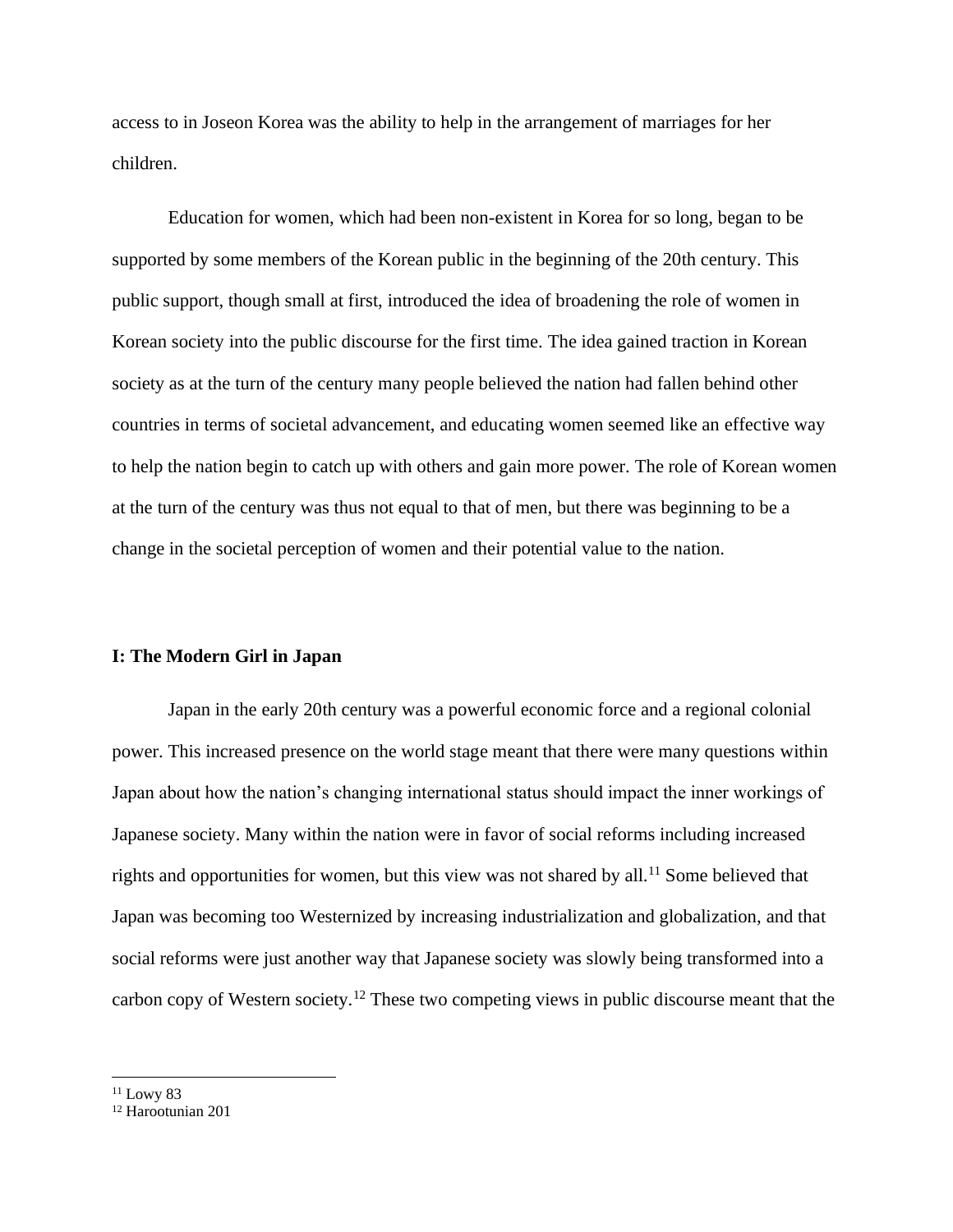access to in Joseon Korea was the ability to help in the arrangement of marriages for her children.

Education for women, which had been non-existent in Korea for so long, began to be supported by some members of the Korean public in the beginning of the 20th century. This public support, though small at first, introduced the idea of broadening the role of women in Korean society into the public discourse for the first time. The idea gained traction in Korean society as at the turn of the century many people believed the nation had fallen behind other countries in terms of societal advancement, and educating women seemed like an effective way to help the nation begin to catch up with others and gain more power. The role of Korean women at the turn of the century was thus not equal to that of men, but there was beginning to be a change in the societal perception of women and their potential value to the nation.

## I: The Modern Girl in Japan

Japan in the early 20th century was a powerful economic force and a regional colonial power. This increased presence on the world stage meant that there were many questions within Japan about how the nation's changing international status should impact the inner workings of Japanese society. Many within the nation were in favor of social reforms including increased rights and opportunities for women, but this view was not shared by all.[11] Some believed that Japan was becoming too Westernized by increasing industrialization and globalization, and that social reforms were just another way that Japanese society was slowly being transformed into a carbon copy of Western society.[12] These two competing views in public discourse meant that the

[11] Lowy 83

[12] Harootunian 201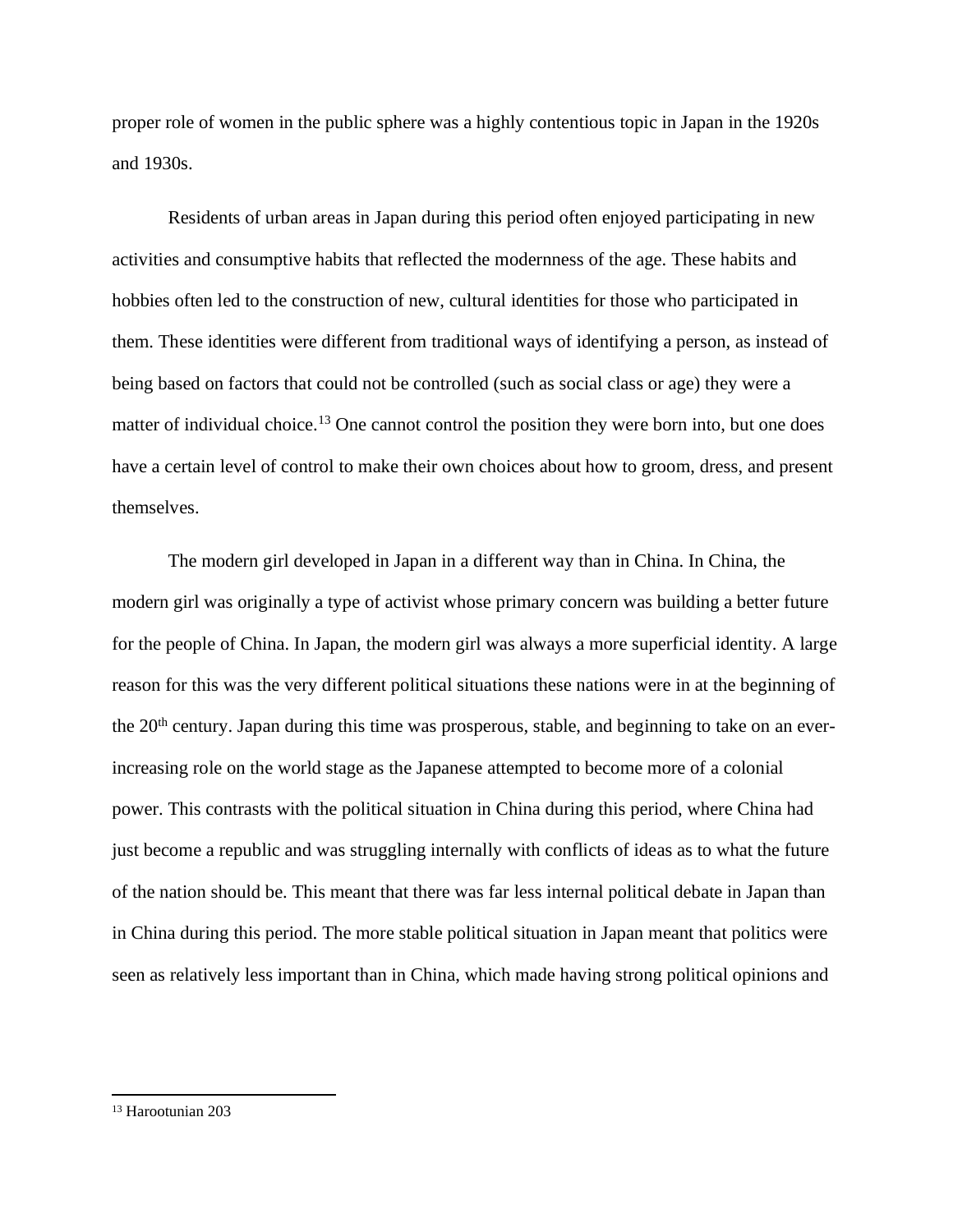proper role of women in the public sphere was a highly contentious topic in Japan in the 1920s and 1930s.

Residents of urban areas in Japan during this period often enjoyed participating in new activities and consumptive habits that reflected the modernness of the age. These habits and hobbies often led to the construction of new, cultural identities for those who participated in them. These identities were different from traditional ways of identifying a person, as instead of being based on factors that could not be controlled (such as social class or age) they were a matter of individual choice.[13] One cannot control the position they were born into, but one does have a certain level of control to make their own choices about how to groom, dress, and present themselves.

The modern girl developed in Japan in a different way than in China. In China, the modern girl was originally a type of activist whose primary concern was building a better future for the people of China. In Japan, the modern girl was always a more superficial identity. A large reason for this was the very different political situations these nations were in at the beginning of the 20th century. Japan during this time was prosperous, stable, and beginning to take on an ever-increasing role on the world stage as the Japanese attempted to become more of a colonial power. This contrasts with the political situation in China during this period, where China had just become a republic and was struggling internally with conflicts of ideas as to what the future of the nation should be. This meant that there was far less internal political debate in Japan than in China during this period. The more stable political situation in Japan meant that politics were seen as relatively less important than in China, which made having strong political opinions and

[13] Harootunian 203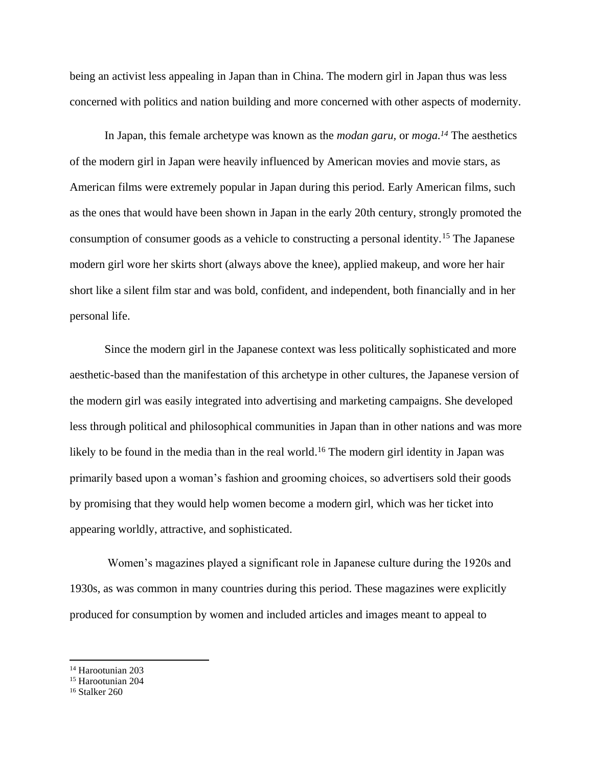being an activist less appealing in Japan than in China. The modern girl in Japan thus was less concerned with politics and nation building and more concerned with other aspects of modernity.

In Japan, this female archetype was known as the *modan garu*, or *moga.*[14] The aesthetics of the modern girl in Japan were heavily influenced by American movies and movie stars, as American films were extremely popular in Japan during this period. Early American films, such as the ones that would have been shown in Japan in the early 20th century, strongly promoted the consumption of consumer goods as a vehicle to constructing a personal identity.[15] The Japanese modern girl wore her skirts short (always above the knee), applied makeup, and wore her hair short like a silent film star and was bold, confident, and independent, both financially and in her personal life.

Since the modern girl in the Japanese context was less politically sophisticated and more aesthetic-based than the manifestation of this archetype in other cultures, the Japanese version of the modern girl was easily integrated into advertising and marketing campaigns. She developed less through political and philosophical communities in Japan than in other nations and was more likely to be found in the media than in the real world.[16] The modern girl identity in Japan was primarily based upon a woman's fashion and grooming choices, so advertisers sold their goods by promising that they would help women become a modern girl, which was her ticket into appearing worldly, attractive, and sophisticated.

Women's magazines played a significant role in Japanese culture during the 1920s and 1930s, as was common in many countries during this period. These magazines were explicitly produced for consumption by women and included articles and images meant to appeal to

---

[14] Harootunian 203
[15] Harootunian 204
[16] Stalker 260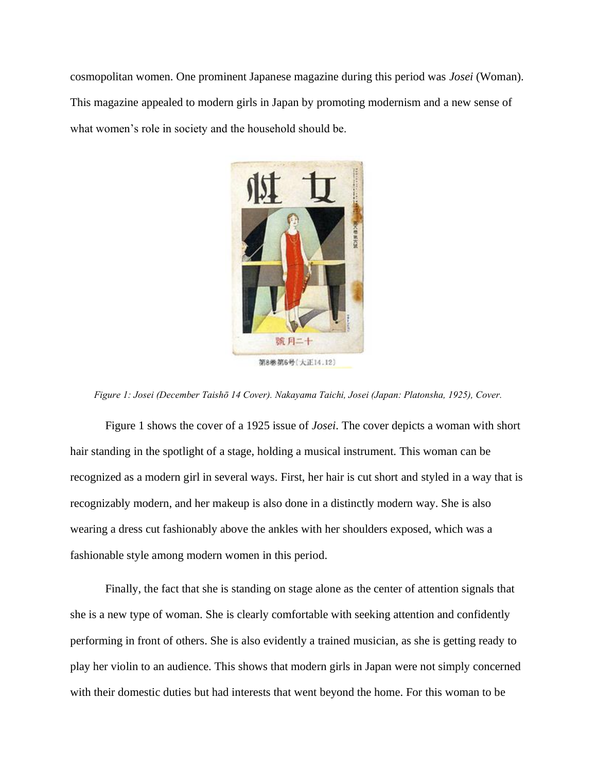cosmopolitan women. One prominent Japanese magazine during this period was *Josei* (Woman). This magazine appealed to modern girls in Japan by promoting modernism and a new sense of what women's role in society and the household should be.

*Figure 1: Josei (December Taishō 14 Cover). Nakayama Taichi, Josei (Japan: Platonsha, 1925), Cover.*

Figure 1 shows the cover of a 1925 issue of *Josei*. The cover depicts a woman with short hair standing in the spotlight of a stage, holding a musical instrument. This woman can be recognized as a modern girl in several ways. First, her hair is cut short and styled in a way that is recognizably modern, and her makeup is also done in a distinctly modern way. She is also wearing a dress cut fashionably above the ankles with her shoulders exposed, which was a fashionable style among modern women in this period.

Finally, the fact that she is standing on stage alone as the center of attention signals that she is a new type of woman. She is clearly comfortable with seeking attention and confidently performing in front of others. She is also evidently a trained musician, as she is getting ready to play her violin to an audience. This shows that modern girls in Japan were not simply concerned with their domestic duties but had interests that went beyond the home. For this woman to be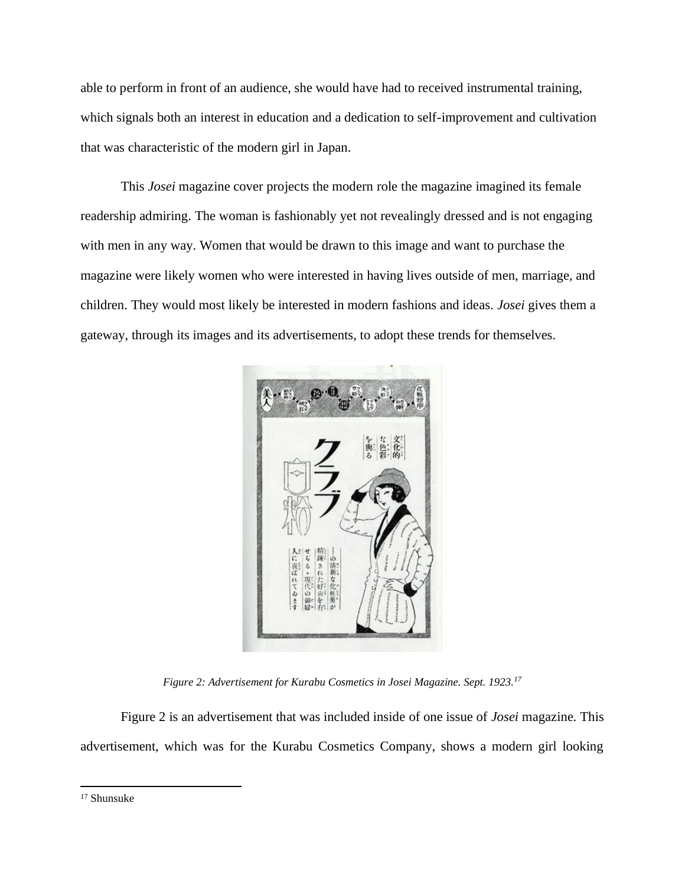able to perform in front of an audience, she would have had to received instrumental training, which signals both an interest in education and a dedication to self-improvement and cultivation that was characteristic of the modern girl in Japan.

This *Josei* magazine cover projects the modern role the magazine imagined its female readership admiring. The woman is fashionably yet not revealingly dressed and is not engaging with men in any way. Women that would be drawn to this image and want to purchase the magazine were likely women who were interested in having lives outside of men, marriage, and children. They would most likely be interested in modern fashions and ideas. *Josei* gives them a gateway, through its images and its advertisements, to adopt these trends for themselves.

*Figure 2: Advertisement for Kurabu Cosmetics in Josei Magazine. Sept. 1923.[17]*

Figure 2 is an advertisement that was included inside of one issue of *Josei* magazine. This advertisement, which was for the Kurabu Cosmetics Company, shows a modern girl looking

[17] Shunsuke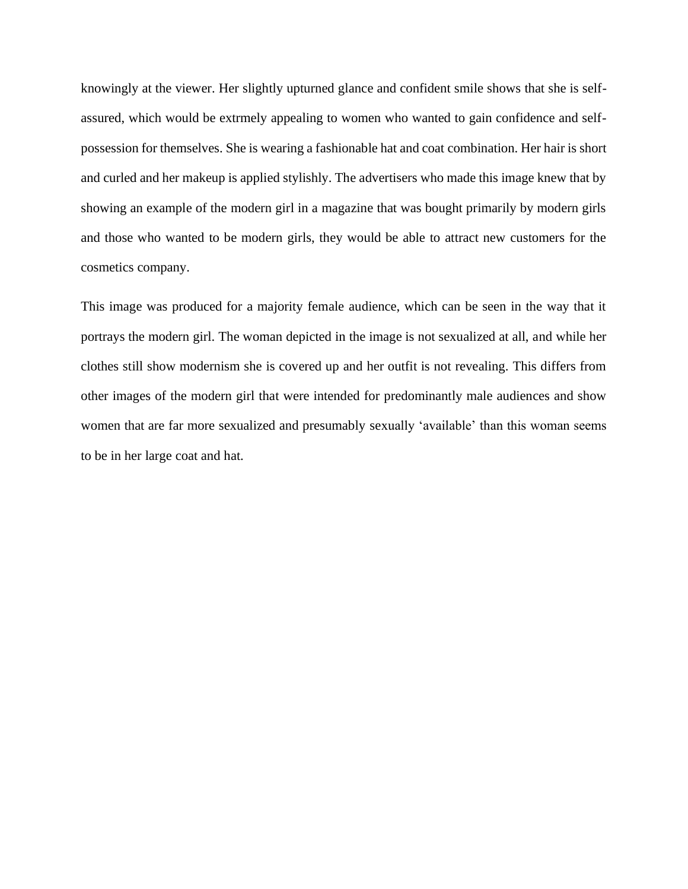knowingly at the viewer. Her slightly upturned glance and confident smile shows that she is self-assured, which would be extrmely appealing to women who wanted to gain confidence and self-possession for themselves. She is wearing a fashionable hat and coat combination. Her hair is short and curled and her makeup is applied stylishly. The advertisers who made this image knew that by showing an example of the modern girl in a magazine that was bought primarily by modern girls and those who wanted to be modern girls, they would be able to attract new customers for the cosmetics company.

This image was produced for a majority female audience, which can be seen in the way that it portrays the modern girl. The woman depicted in the image is not sexualized at all, and while her clothes still show modernism she is covered up and her outfit is not revealing. This differs from other images of the modern girl that were intended for predominantly male audiences and show women that are far more sexualized and presumably sexually 'available' than this woman seems to be in her large coat and hat.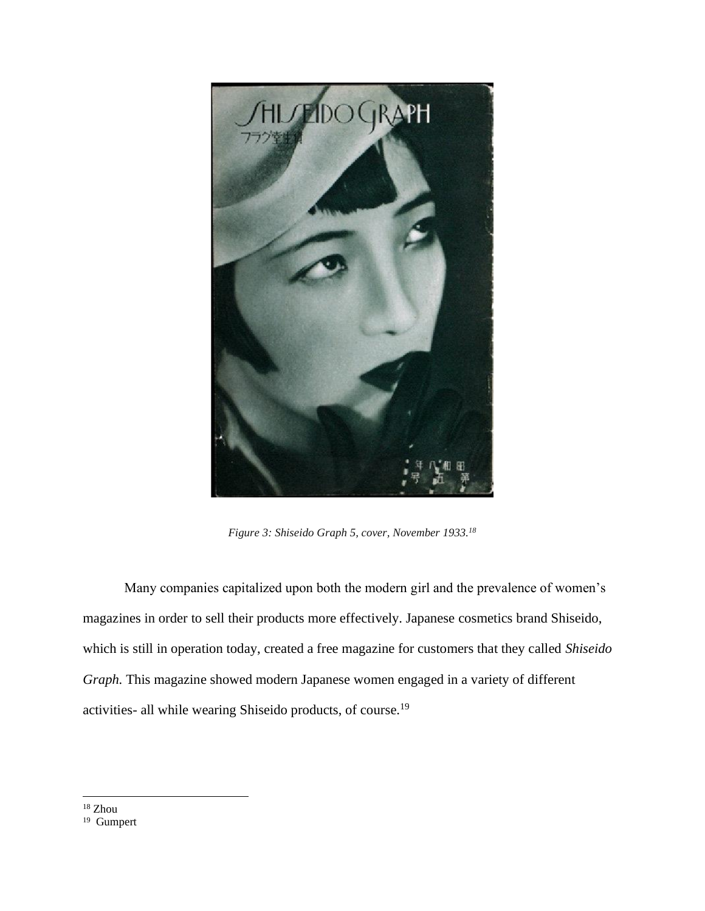*Figure 3: Shiseido Graph 5, cover, November 1933.[18]*

Many companies capitalized upon both the modern girl and the prevalence of women's magazines in order to sell their products more effectively. Japanese cosmetics brand Shiseido, which is still in operation today, created a free magazine for customers that they called *Shiseido Graph.* This magazine showed modern Japanese women engaged in a variety of different activities- all while wearing Shiseido products, of course.[19]

---

[18] Zhou

[19] Gumpert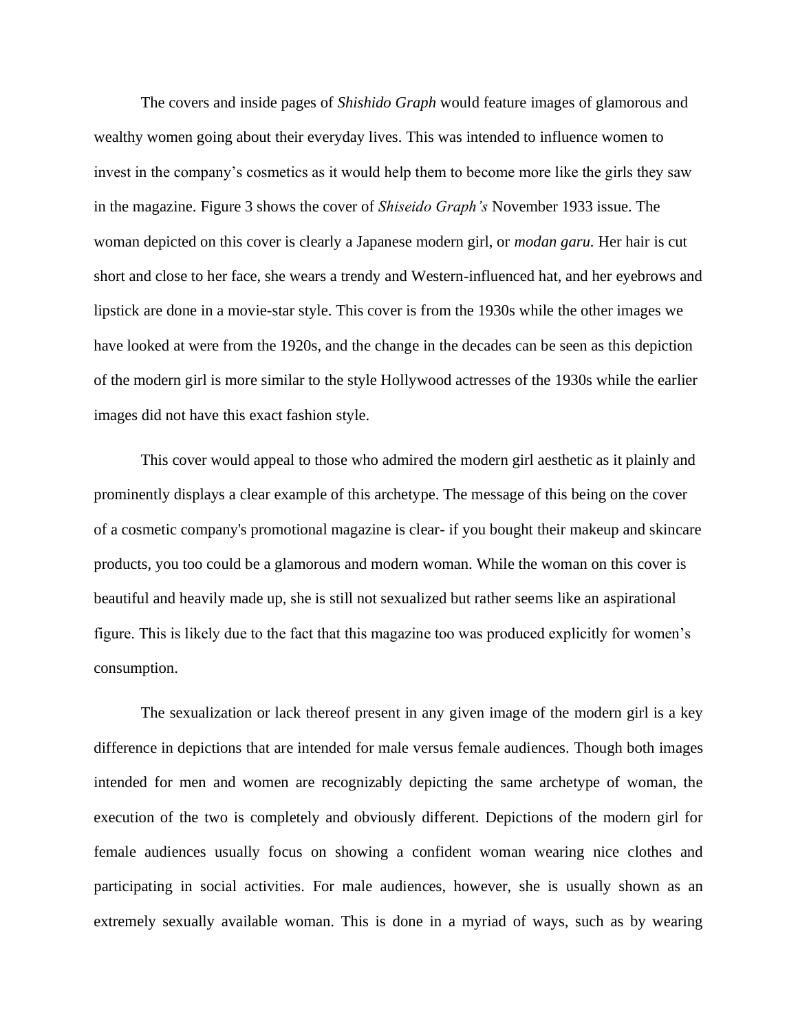The covers and inside pages of *Shishido Graph* would feature images of glamorous and wealthy women going about their everyday lives. This was intended to influence women to invest in the company's cosmetics as it would help them to become more like the girls they saw in the magazine. Figure 3 shows the cover of *Shiseido Graph's* November 1933 issue. The woman depicted on this cover is clearly a Japanese modern girl, or *modan garu.* Her hair is cut short and close to her face, she wears a trendy and Western-influenced hat, and her eyebrows and lipstick are done in a movie-star style. This cover is from the 1930s while the other images we have looked at were from the 1920s, and the change in the decades can be seen as this depiction of the modern girl is more similar to the style Hollywood actresses of the 1930s while the earlier images did not have this exact fashion style.

This cover would appeal to those who admired the modern girl aesthetic as it plainly and prominently displays a clear example of this archetype. The message of this being on the cover of a cosmetic company's promotional magazine is clear- if you bought their makeup and skincare products, you too could be a glamorous and modern woman. While the woman on this cover is beautiful and heavily made up, she is still not sexualized but rather seems like an aspirational figure. This is likely due to the fact that this magazine too was produced explicitly for women's consumption.

The sexualization or lack thereof present in any given image of the modern girl is a key difference in depictions that are intended for male versus female audiences. Though both images intended for men and women are recognizably depicting the same archetype of woman, the execution of the two is completely and obviously different. Depictions of the modern girl for female audiences usually focus on showing a confident woman wearing nice clothes and participating in social activities. For male audiences, however, she is usually shown as an extremely sexually available woman. This is done in a myriad of ways, such as by wearing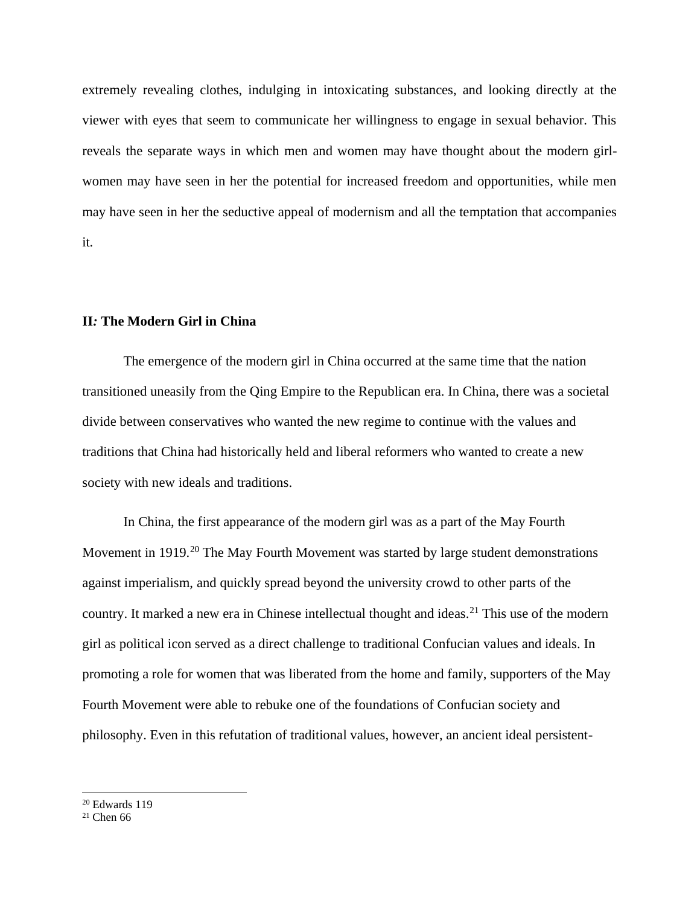extremely revealing clothes, indulging in intoxicating substances, and looking directly at the viewer with eyes that seem to communicate her willingness to engage in sexual behavior. This reveals the separate ways in which men and women may have thought about the modern girl- women may have seen in her the potential for increased freedom and opportunities, while men may have seen in her the seductive appeal of modernism and all the temptation that accompanies it.

## II*:* The Modern Girl in China

The emergence of the modern girl in China occurred at the same time that the nation transitioned uneasily from the Qing Empire to the Republican era. In China, there was a societal divide between conservatives who wanted the new regime to continue with the values and traditions that China had historically held and liberal reformers who wanted to create a new society with new ideals and traditions.

In China, the first appearance of the modern girl was as a part of the May Fourth Movement in 1919.[20] The May Fourth Movement was started by large student demonstrations against imperialism, and quickly spread beyond the university crowd to other parts of the country. It marked a new era in Chinese intellectual thought and ideas.[21] This use of the modern girl as political icon served as a direct challenge to traditional Confucian values and ideals. In promoting a role for women that was liberated from the home and family, supporters of the May Fourth Movement were able to rebuke one of the foundations of Confucian society and philosophy. Even in this refutation of traditional values, however, an ancient ideal persistent-

[20] Edwards 119

[21] Chen 66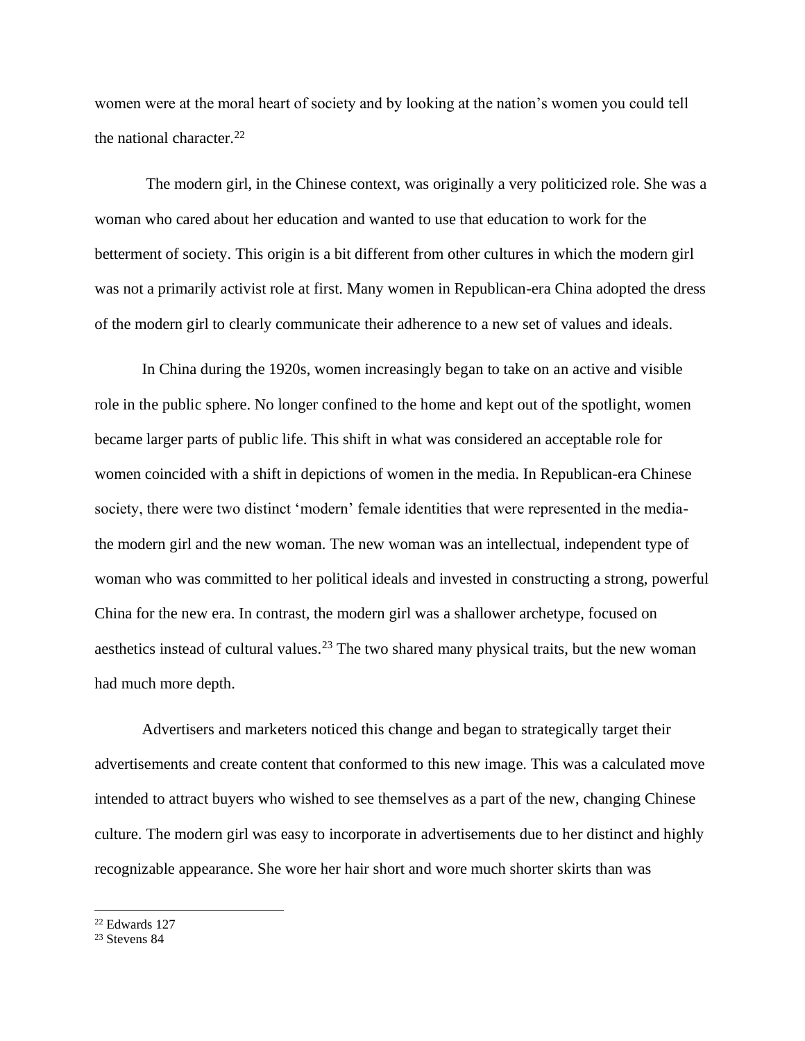women were at the moral heart of society and by looking at the nation's women you could tell the national character.[22]

The modern girl, in the Chinese context, was originally a very politicized role. She was a woman who cared about her education and wanted to use that education to work for the betterment of society. This origin is a bit different from other cultures in which the modern girl was not a primarily activist role at first. Many women in Republican-era China adopted the dress of the modern girl to clearly communicate their adherence to a new set of values and ideals.

In China during the 1920s, women increasingly began to take on an active and visible role in the public sphere. No longer confined to the home and kept out of the spotlight, women became larger parts of public life. This shift in what was considered an acceptable role for women coincided with a shift in depictions of women in the media. In Republican-era Chinese society, there were two distinct 'modern' female identities that were represented in the media- the modern girl and the new woman. The new woman was an intellectual, independent type of woman who was committed to her political ideals and invested in constructing a strong, powerful China for the new era. In contrast, the modern girl was a shallower archetype, focused on aesthetics instead of cultural values.[23] The two shared many physical traits, but the new woman had much more depth.

Advertisers and marketers noticed this change and began to strategically target their advertisements and create content that conformed to this new image. This was a calculated move intended to attract buyers who wished to see themselves as a part of the new, changing Chinese culture. The modern girl was easy to incorporate in advertisements due to her distinct and highly recognizable appearance. She wore her hair short and wore much shorter skirts than was

[22] Edwards 127

[23] Stevens 84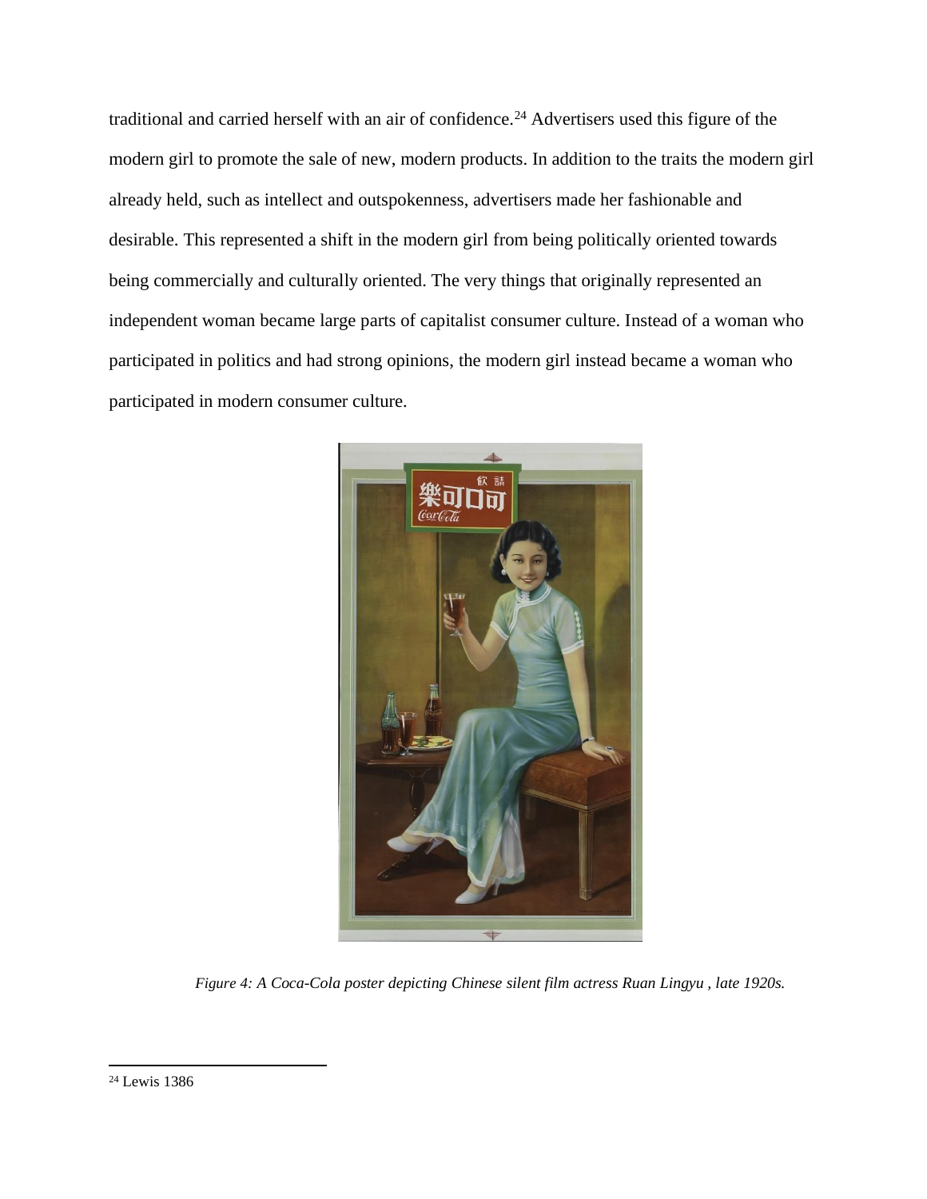traditional and carried herself with an air of confidence.[24] Advertisers used this figure of the modern girl to promote the sale of new, modern products. In addition to the traits the modern girl already held, such as intellect and outspokenness, advertisers made her fashionable and desirable. This represented a shift in the modern girl from being politically oriented towards being commercially and culturally oriented. The very things that originally represented an independent woman became large parts of capitalist consumer culture. Instead of a woman who participated in politics and had strong opinions, the modern girl instead became a woman who participated in modern consumer culture.

*Figure 4: A Coca-Cola poster depicting Chinese silent film actress Ruan Lingyu , late 1920s.*

[24] Lewis 1386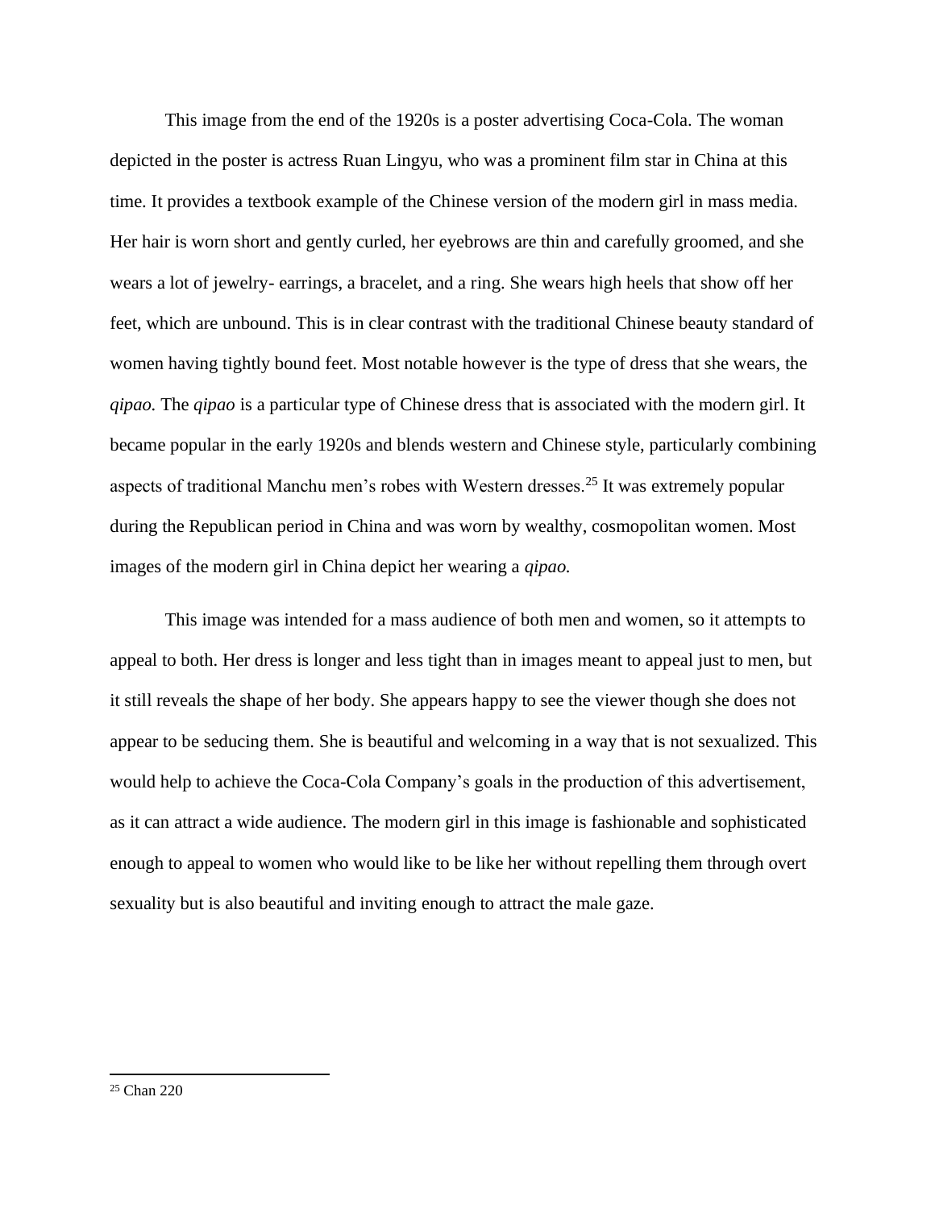This image from the end of the 1920s is a poster advertising Coca-Cola. The woman depicted in the poster is actress Ruan Lingyu, who was a prominent film star in China at this time. It provides a textbook example of the Chinese version of the modern girl in mass media. Her hair is worn short and gently curled, her eyebrows are thin and carefully groomed, and she wears a lot of jewelry- earrings, a bracelet, and a ring. She wears high heels that show off her feet, which are unbound. This is in clear contrast with the traditional Chinese beauty standard of women having tightly bound feet. Most notable however is the type of dress that she wears, the *qipao.* The *qipao* is a particular type of Chinese dress that is associated with the modern girl. It became popular in the early 1920s and blends western and Chinese style, particularly combining aspects of traditional Manchu men's robes with Western dresses.[25] It was extremely popular during the Republican period in China and was worn by wealthy, cosmopolitan women. Most images of the modern girl in China depict her wearing a *qipao.*

This image was intended for a mass audience of both men and women, so it attempts to appeal to both. Her dress is longer and less tight than in images meant to appeal just to men, but it still reveals the shape of her body. She appears happy to see the viewer though she does not appear to be seducing them. She is beautiful and welcoming in a way that is not sexualized. This would help to achieve the Coca-Cola Company's goals in the production of this advertisement, as it can attract a wide audience. The modern girl in this image is fashionable and sophisticated enough to appeal to women who would like to be like her without repelling them through overt sexuality but is also beautiful and inviting enough to attract the male gaze.

---

[25] Chan 220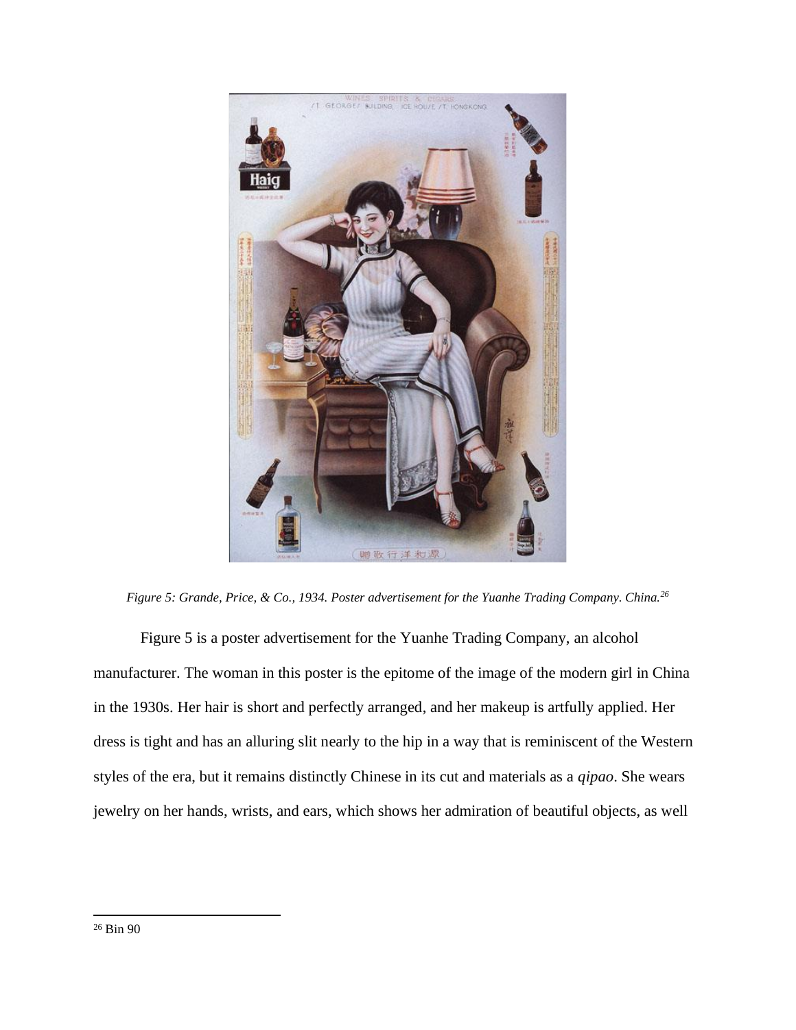*Figure 5: Grande, Price, & Co., 1934. Poster advertisement for the Yuanhe Trading Company. China.*[26]

Figure 5 is a poster advertisement for the Yuanhe Trading Company, an alcohol manufacturer. The woman in this poster is the epitome of the image of the modern girl in China in the 1930s. Her hair is short and perfectly arranged, and her makeup is artfully applied. Her dress is tight and has an alluring slit nearly to the hip in a way that is reminiscent of the Western styles of the era, but it remains distinctly Chinese in its cut and materials as a *qipao*. She wears jewelry on her hands, wrists, and ears, which shows her admiration of beautiful objects, as well

---

[26] Bin 90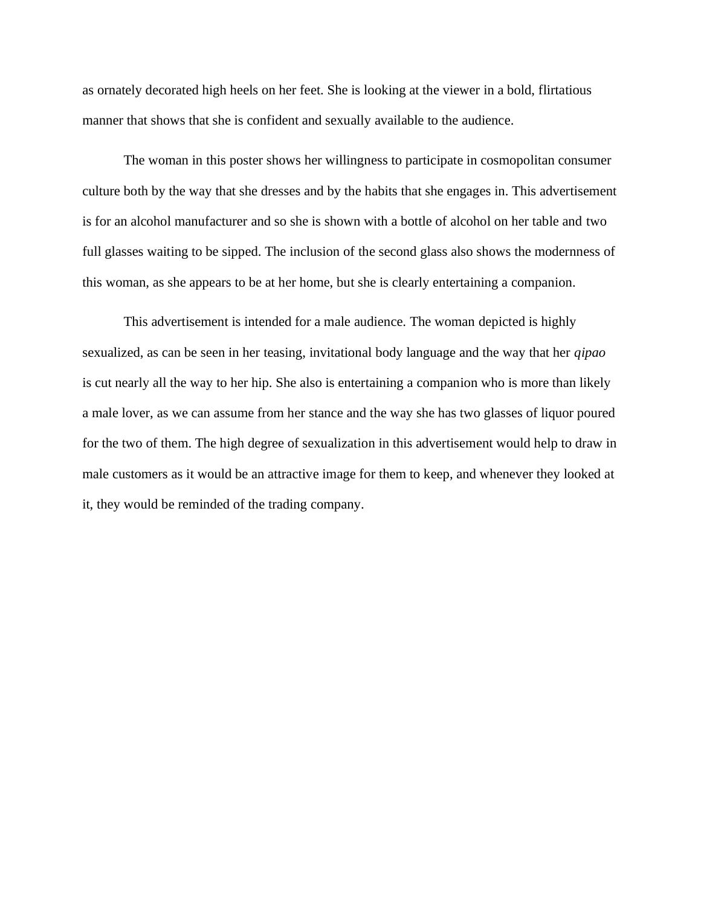as ornately decorated high heels on her feet. She is looking at the viewer in a bold, flirtatious manner that shows that she is confident and sexually available to the audience.

The woman in this poster shows her willingness to participate in cosmopolitan consumer culture both by the way that she dresses and by the habits that she engages in. This advertisement is for an alcohol manufacturer and so she is shown with a bottle of alcohol on her table and two full glasses waiting to be sipped. The inclusion of the second glass also shows the modernness of this woman, as she appears to be at her home, but she is clearly entertaining a companion.

This advertisement is intended for a male audience. The woman depicted is highly sexualized, as can be seen in her teasing, invitational body language and the way that her *qipao* is cut nearly all the way to her hip. She also is entertaining a companion who is more than likely a male lover, as we can assume from her stance and the way she has two glasses of liquor poured for the two of them. The high degree of sexualization in this advertisement would help to draw in male customers as it would be an attractive image for them to keep, and whenever they looked at it, they would be reminded of the trading company.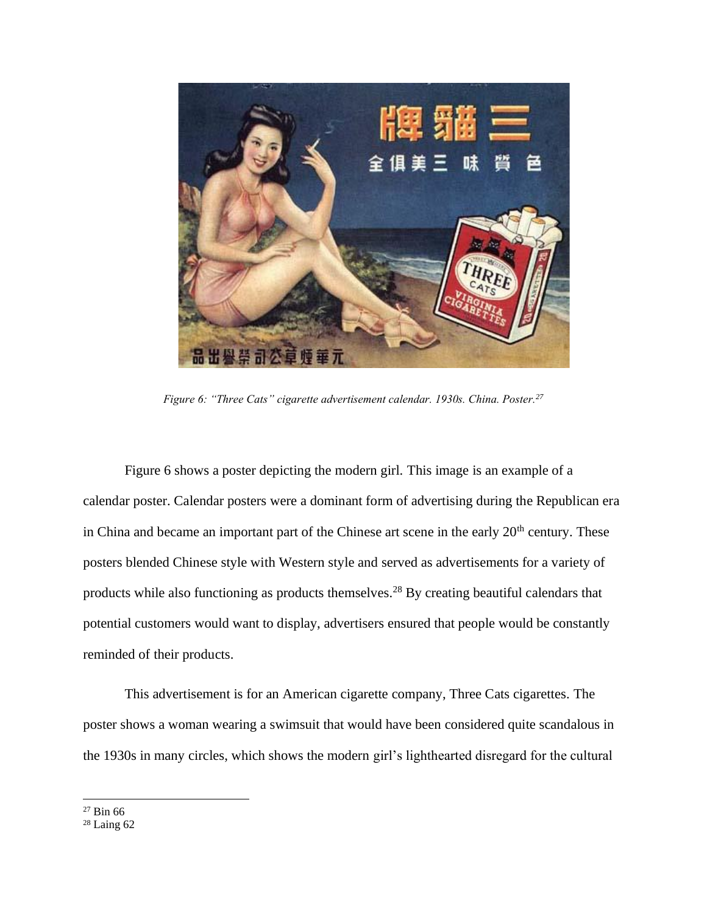*Figure 6: "Three Cats" cigarette advertisement calendar. 1930s. China. Poster.*[27]

Figure 6 shows a poster depicting the modern girl. This image is an example of a calendar poster. Calendar posters were a dominant form of advertising during the Republican era in China and became an important part of the Chinese art scene in the early 20th century. These posters blended Chinese style with Western style and served as advertisements for a variety of products while also functioning as products themselves.[28] By creating beautiful calendars that potential customers would want to display, advertisers ensured that people would be constantly reminded of their products.

This advertisement is for an American cigarette company, Three Cats cigarettes. The poster shows a woman wearing a swimsuit that would have been considered quite scandalous in the 1930s in many circles, which shows the modern girl's lighthearted disregard for the cultural

---

[27] Bin 66

[28] Laing 62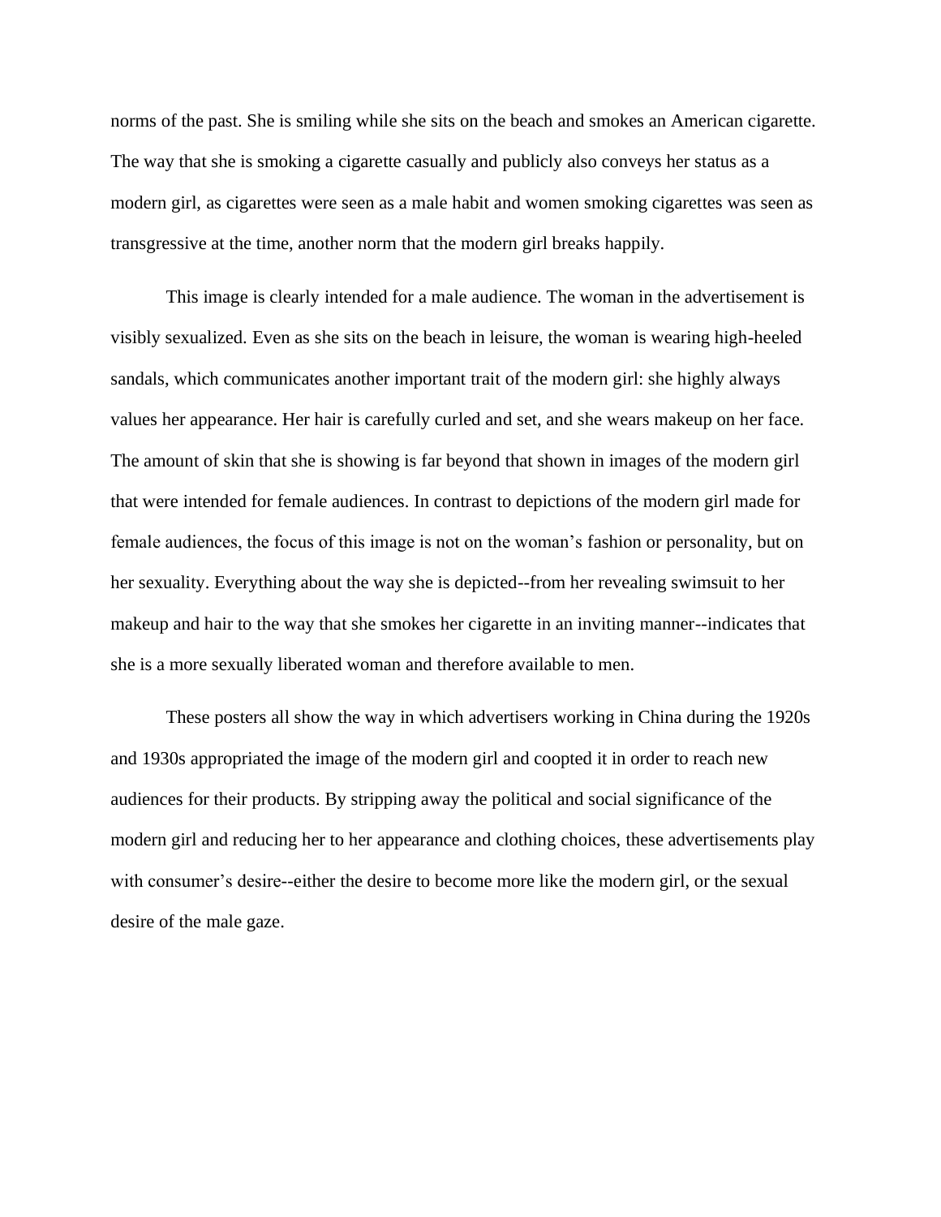norms of the past. She is smiling while she sits on the beach and smokes an American cigarette. The way that she is smoking a cigarette casually and publicly also conveys her status as a modern girl, as cigarettes were seen as a male habit and women smoking cigarettes was seen as transgressive at the time, another norm that the modern girl breaks happily.

This image is clearly intended for a male audience. The woman in the advertisement is visibly sexualized. Even as she sits on the beach in leisure, the woman is wearing high-heeled sandals, which communicates another important trait of the modern girl: she highly always values her appearance. Her hair is carefully curled and set, and she wears makeup on her face. The amount of skin that she is showing is far beyond that shown in images of the modern girl that were intended for female audiences. In contrast to depictions of the modern girl made for female audiences, the focus of this image is not on the woman's fashion or personality, but on her sexuality. Everything about the way she is depicted--from her revealing swimsuit to her makeup and hair to the way that she smokes her cigarette in an inviting manner--indicates that she is a more sexually liberated woman and therefore available to men.

These posters all show the way in which advertisers working in China during the 1920s and 1930s appropriated the image of the modern girl and coopted it in order to reach new audiences for their products. By stripping away the political and social significance of the modern girl and reducing her to her appearance and clothing choices, these advertisements play with consumer's desire--either the desire to become more like the modern girl, or the sexual desire of the male gaze.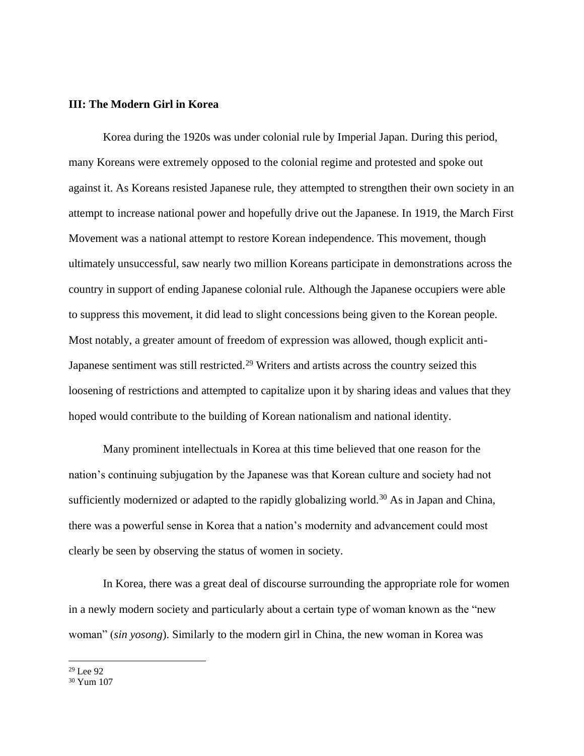**III: The Modern Girl in Korea**

Korea during the 1920s was under colonial rule by Imperial Japan. During this period, many Koreans were extremely opposed to the colonial regime and protested and spoke out against it. As Koreans resisted Japanese rule, they attempted to strengthen their own society in an attempt to increase national power and hopefully drive out the Japanese. In 1919, the March First Movement was a national attempt to restore Korean independence. This movement, though ultimately unsuccessful, saw nearly two million Koreans participate in demonstrations across the country in support of ending Japanese colonial rule. Although the Japanese occupiers were able to suppress this movement, it did lead to slight concessions being given to the Korean people. Most notably, a greater amount of freedom of expression was allowed, though explicit anti-Japanese sentiment was still restricted.[29] Writers and artists across the country seized this loosening of restrictions and attempted to capitalize upon it by sharing ideas and values that they hoped would contribute to the building of Korean nationalism and national identity.

Many prominent intellectuals in Korea at this time believed that one reason for the nation's continuing subjugation by the Japanese was that Korean culture and society had not sufficiently modernized or adapted to the rapidly globalizing world.[30] As in Japan and China, there was a powerful sense in Korea that a nation's modernity and advancement could most clearly be seen by observing the status of women in society.

In Korea, there was a great deal of discourse surrounding the appropriate role for women in a newly modern society and particularly about a certain type of woman known as the "new woman" (*sin yosong*). Similarly to the modern girl in China, the new woman in Korea was

[29] Lee 92

[30] Yum 107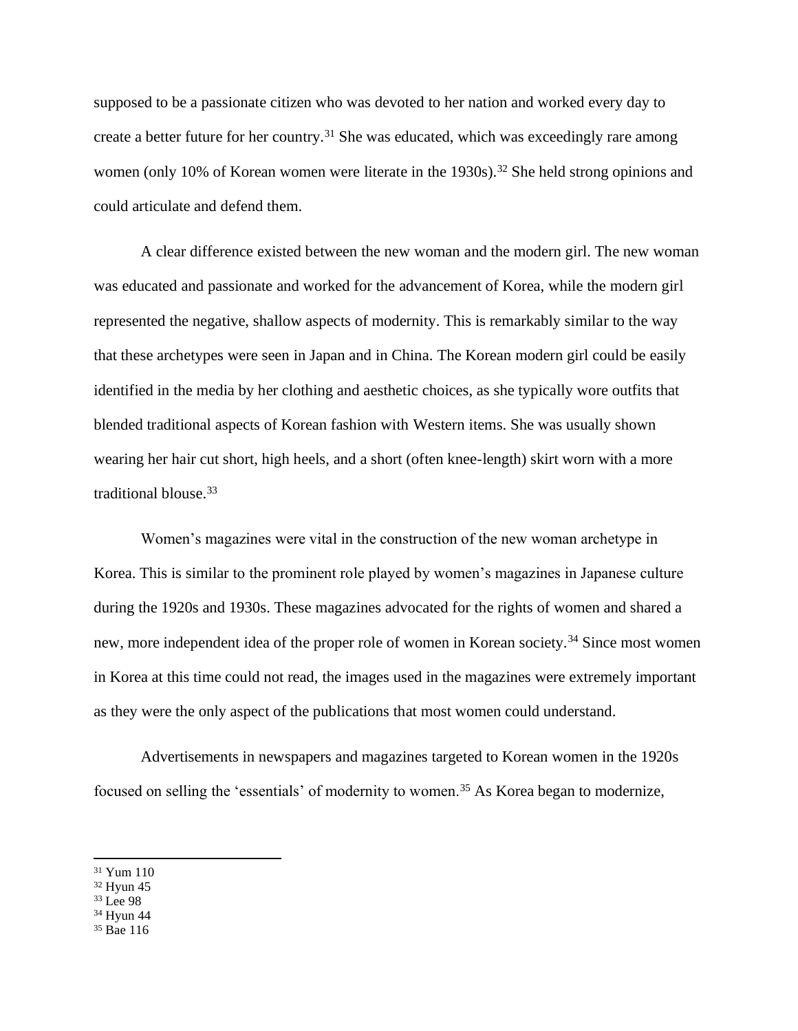supposed to be a passionate citizen who was devoted to her nation and worked every day to create a better future for her country.[31] She was educated, which was exceedingly rare among women (only 10% of Korean women were literate in the 1930s).[32] She held strong opinions and could articulate and defend them.

A clear difference existed between the new woman and the modern girl. The new woman was educated and passionate and worked for the advancement of Korea, while the modern girl represented the negative, shallow aspects of modernity. This is remarkably similar to the way that these archetypes were seen in Japan and in China. The Korean modern girl could be easily identified in the media by her clothing and aesthetic choices, as she typically wore outfits that blended traditional aspects of Korean fashion with Western items. She was usually shown wearing her hair cut short, high heels, and a short (often knee-length) skirt worn with a more traditional blouse.[33]

Women's magazines were vital in the construction of the new woman archetype in Korea. This is similar to the prominent role played by women's magazines in Japanese culture during the 1920s and 1930s. These magazines advocated for the rights of women and shared a new, more independent idea of the proper role of women in Korean society.[34] Since most women in Korea at this time could not read, the images used in the magazines were extremely important as they were the only aspect of the publications that most women could understand.

Advertisements in newspapers and magazines targeted to Korean women in the 1920s focused on selling the 'essentials' of modernity to women.[35] As Korea began to modernize,

---

[31] Yum 110

[32] Hyun 45

[33] Lee 98

[34] Hyun 44

[35] Bae 116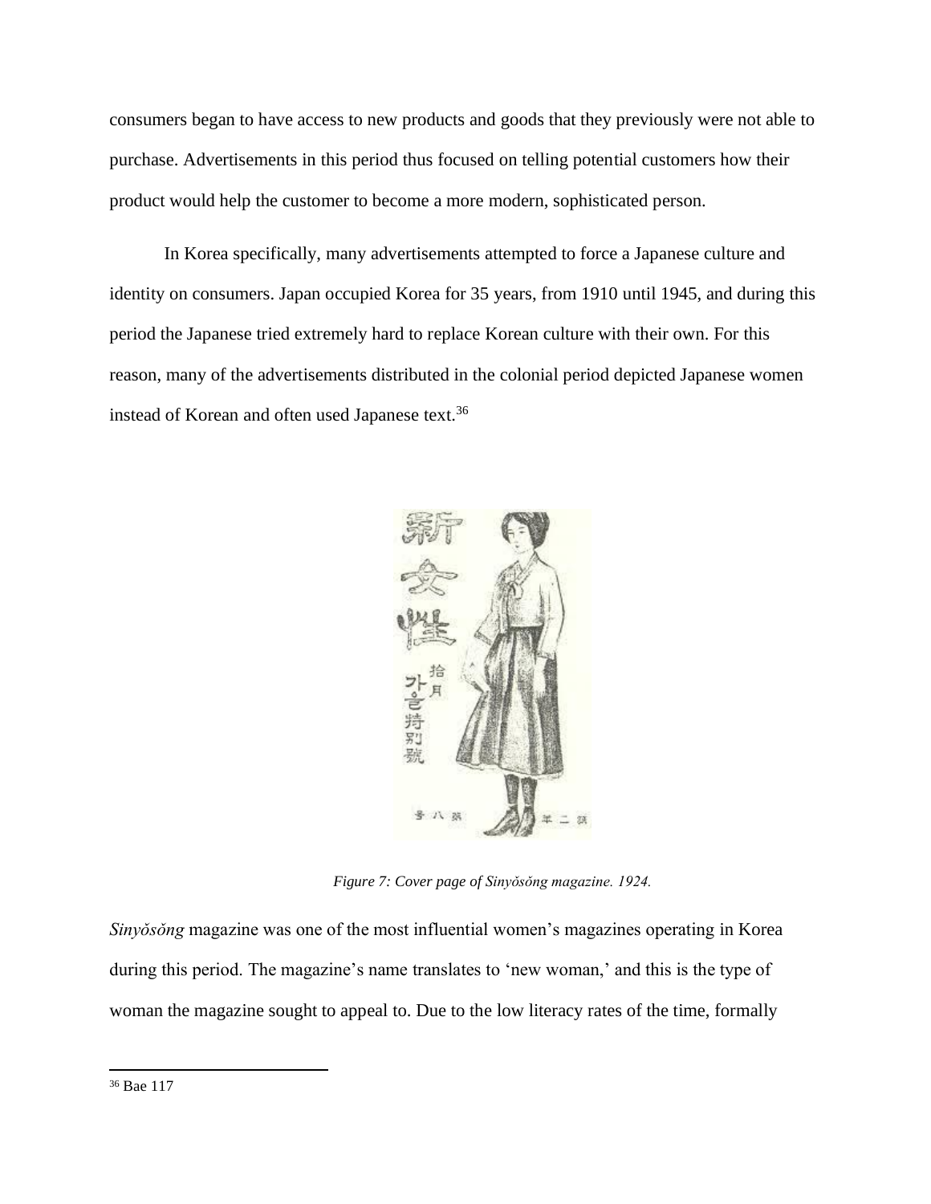consumers began to have access to new products and goods that they previously were not able to purchase. Advertisements in this period thus focused on telling potential customers how their product would help the customer to become a more modern, sophisticated person.

In Korea specifically, many advertisements attempted to force a Japanese culture and identity on consumers. Japan occupied Korea for 35 years, from 1910 until 1945, and during this period the Japanese tried extremely hard to replace Korean culture with their own. For this reason, many of the advertisements distributed in the colonial period depicted Japanese women instead of Korean and often used Japanese text.[36]

*Figure 7: Cover page of Sinyŏsŏng magazine. 1924.*

*Sinyŏsŏng* magazine was one of the most influential women's magazines operating in Korea during this period. The magazine's name translates to 'new woman,' and this is the type of woman the magazine sought to appeal to. Due to the low literacy rates of the time, formally

---

[36] Bae 117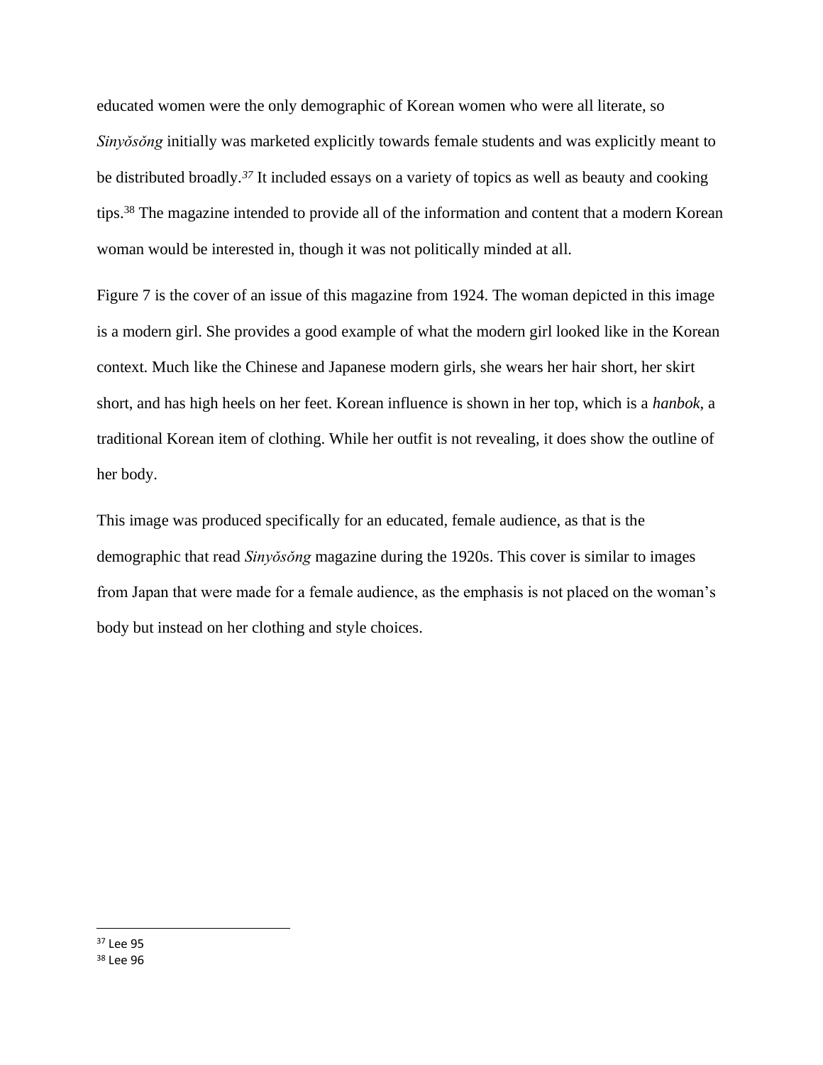educated women were the only demographic of Korean women who were all literate, so *Sinyŏsŏng* initially was marketed explicitly towards female students and was explicitly meant to be distributed broadly.[37] It included essays on a variety of topics as well as beauty and cooking tips.[38] The magazine intended to provide all of the information and content that a modern Korean woman would be interested in, though it was not politically minded at all.

Figure 7 is the cover of an issue of this magazine from 1924. The woman depicted in this image is a modern girl. She provides a good example of what the modern girl looked like in the Korean context. Much like the Chinese and Japanese modern girls, she wears her hair short, her skirt short, and has high heels on her feet. Korean influence is shown in her top, which is a *hanbok*, a traditional Korean item of clothing. While her outfit is not revealing, it does show the outline of her body.

This image was produced specifically for an educated, female audience, as that is the demographic that read *Sinyŏsŏng* magazine during the 1920s. This cover is similar to images from Japan that were made for a female audience, as the emphasis is not placed on the woman's body but instead on her clothing and style choices.

---

[37] Lee 95

[38] Lee 96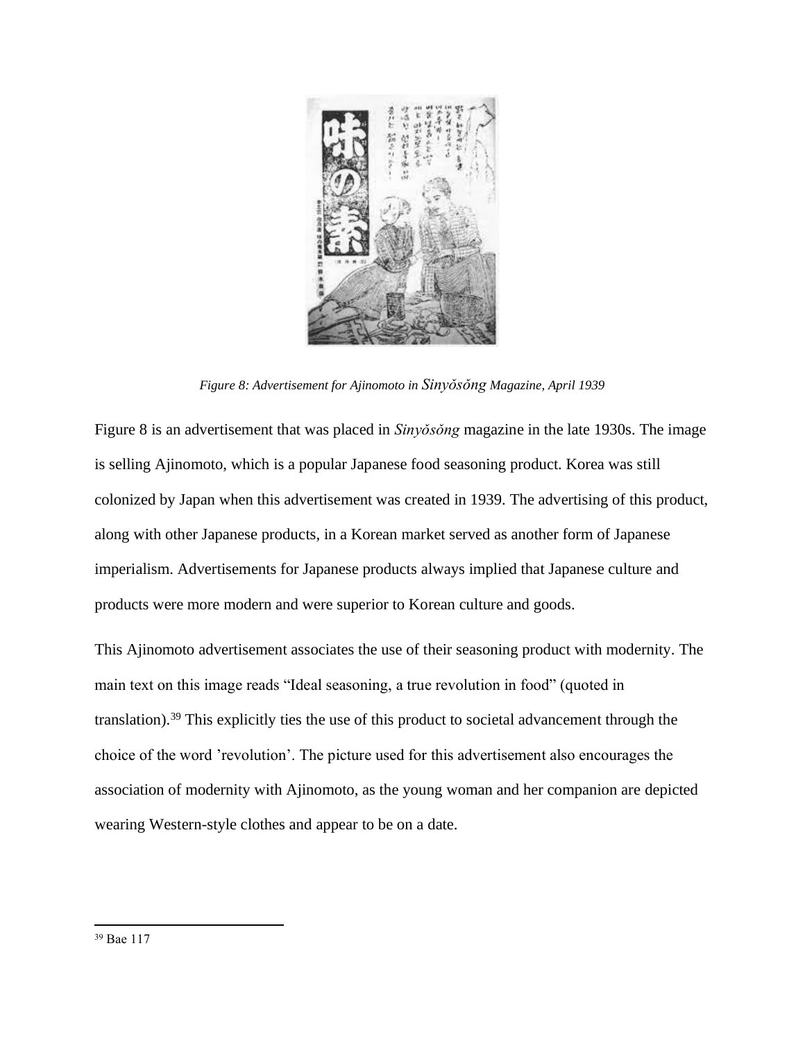*Figure 8: Advertisement for Ajinomoto in Sinyŏsŏng Magazine, April 1939*

Figure 8 is an advertisement that was placed in *Sinyŏsŏng* magazine in the late 1930s. The image is selling Ajinomoto, which is a popular Japanese food seasoning product. Korea was still colonized by Japan when this advertisement was created in 1939. The advertising of this product, along with other Japanese products, in a Korean market served as another form of Japanese imperialism. Advertisements for Japanese products always implied that Japanese culture and products were more modern and were superior to Korean culture and goods.

This Ajinomoto advertisement associates the use of their seasoning product with modernity. The main text on this image reads "Ideal seasoning, a true revolution in food" (quoted in translation).[39] This explicitly ties the use of this product to societal advancement through the choice of the word 'revolution'. The picture used for this advertisement also encourages the association of modernity with Ajinomoto, as the young woman and her companion are depicted wearing Western-style clothes and appear to be on a date.

[39] Bae 117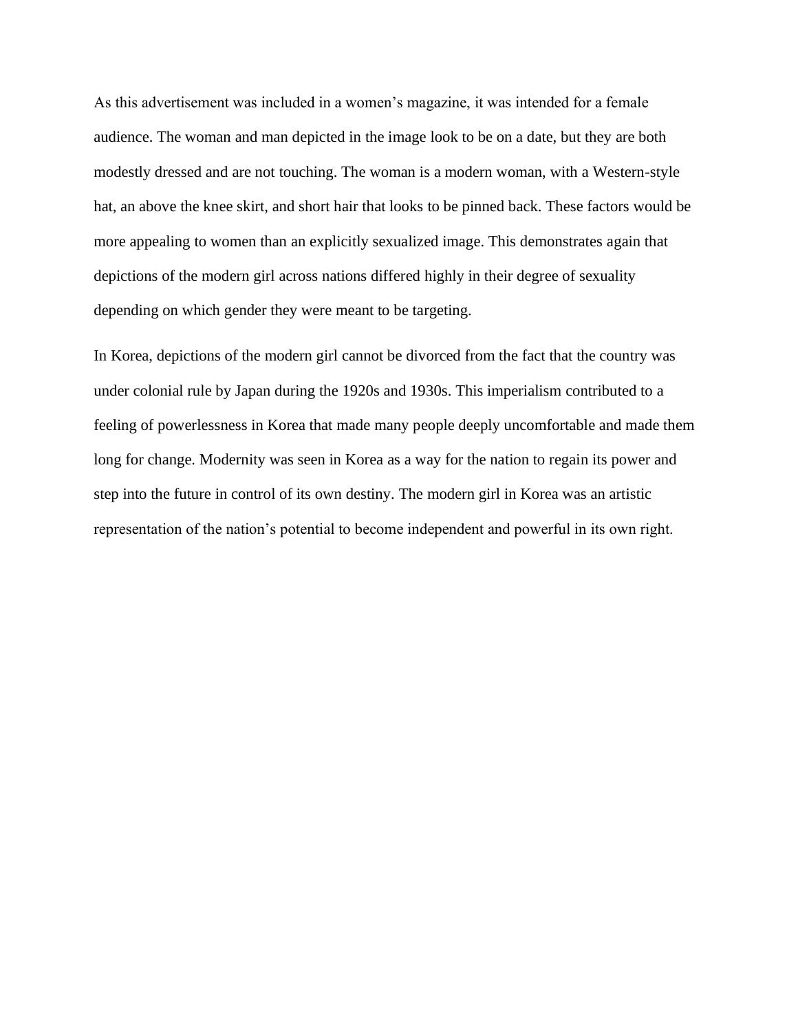As this advertisement was included in a women's magazine, it was intended for a female audience. The woman and man depicted in the image look to be on a date, but they are both modestly dressed and are not touching. The woman is a modern woman, with a Western-style hat, an above the knee skirt, and short hair that looks to be pinned back. These factors would be more appealing to women than an explicitly sexualized image. This demonstrates again that depictions of the modern girl across nations differed highly in their degree of sexuality depending on which gender they were meant to be targeting.

In Korea, depictions of the modern girl cannot be divorced from the fact that the country was under colonial rule by Japan during the 1920s and 1930s. This imperialism contributed to a feeling of powerlessness in Korea that made many people deeply uncomfortable and made them long for change. Modernity was seen in Korea as a way for the nation to regain its power and step into the future in control of its own destiny. The modern girl in Korea was an artistic representation of the nation's potential to become independent and powerful in its own right.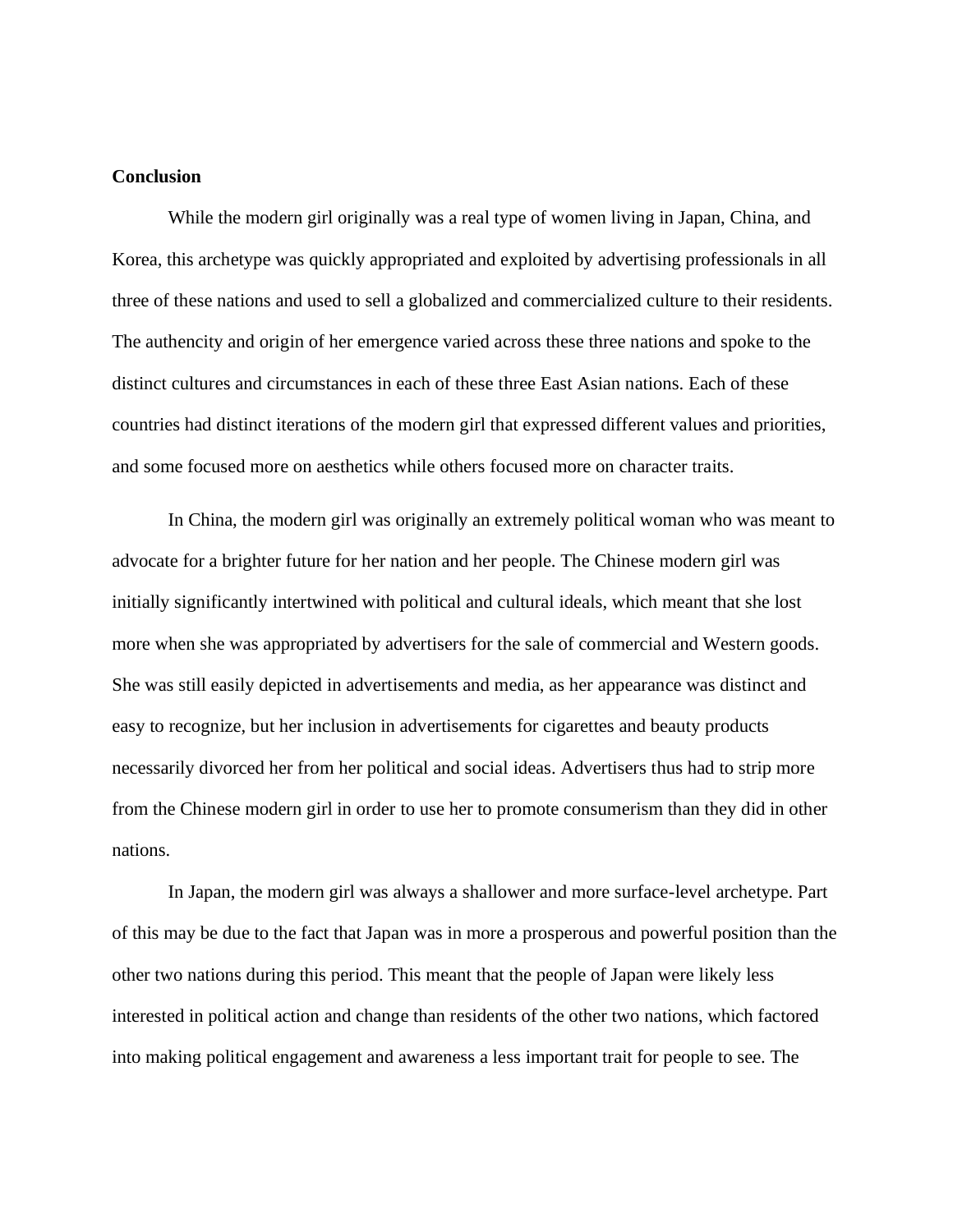## Conclusion

While the modern girl originally was a real type of women living in Japan, China, and Korea, this archetype was quickly appropriated and exploited by advertising professionals in all three of these nations and used to sell a globalized and commercialized culture to their residents. The authencity and origin of her emergence varied across these three nations and spoke to the distinct cultures and circumstances in each of these three East Asian nations. Each of these countries had distinct iterations of the modern girl that expressed different values and priorities, and some focused more on aesthetics while others focused more on character traits.

In China, the modern girl was originally an extremely political woman who was meant to advocate for a brighter future for her nation and her people. The Chinese modern girl was initially significantly intertwined with political and cultural ideals, which meant that she lost more when she was appropriated by advertisers for the sale of commercial and Western goods. She was still easily depicted in advertisements and media, as her appearance was distinct and easy to recognize, but her inclusion in advertisements for cigarettes and beauty products necessarily divorced her from her political and social ideas. Advertisers thus had to strip more from the Chinese modern girl in order to use her to promote consumerism than they did in other nations.

In Japan, the modern girl was always a shallower and more surface-level archetype. Part of this may be due to the fact that Japan was in more a prosperous and powerful position than the other two nations during this period. This meant that the people of Japan were likely less interested in political action and change than residents of the other two nations, which factored into making political engagement and awareness a less important trait for people to see. The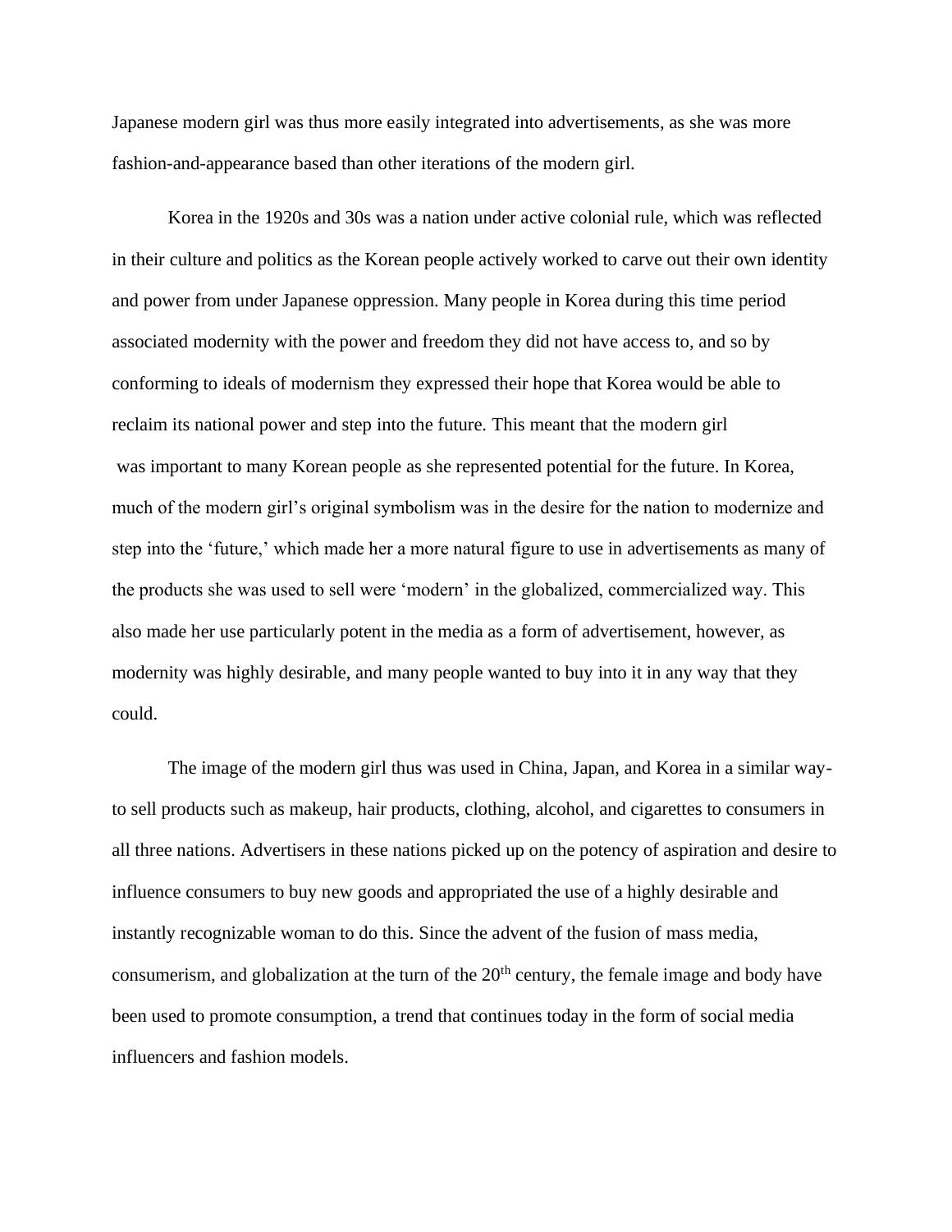Japanese modern girl was thus more easily integrated into advertisements, as she was more fashion-and-appearance based than other iterations of the modern girl.

Korea in the 1920s and 30s was a nation under active colonial rule, which was reflected in their culture and politics as the Korean people actively worked to carve out their own identity and power from under Japanese oppression. Many people in Korea during this time period associated modernity with the power and freedom they did not have access to, and so by conforming to ideals of modernism they expressed their hope that Korea would be able to reclaim its national power and step into the future. This meant that the modern girl was important to many Korean people as she represented potential for the future. In Korea, much of the modern girl's original symbolism was in the desire for the nation to modernize and step into the 'future,' which made her a more natural figure to use in advertisements as many of the products she was used to sell were 'modern' in the globalized, commercialized way. This also made her use particularly potent in the media as a form of advertisement, however, as modernity was highly desirable, and many people wanted to buy into it in any way that they could.

The image of the modern girl thus was used in China, Japan, and Korea in a similar way- to sell products such as makeup, hair products, clothing, alcohol, and cigarettes to consumers in all three nations. Advertisers in these nations picked up on the potency of aspiration and desire to influence consumers to buy new goods and appropriated the use of a highly desirable and instantly recognizable woman to do this. Since the advent of the fusion of mass media, consumerism, and globalization at the turn of the 20th century, the female image and body have been used to promote consumption, a trend that continues today in the form of social media influencers and fashion models.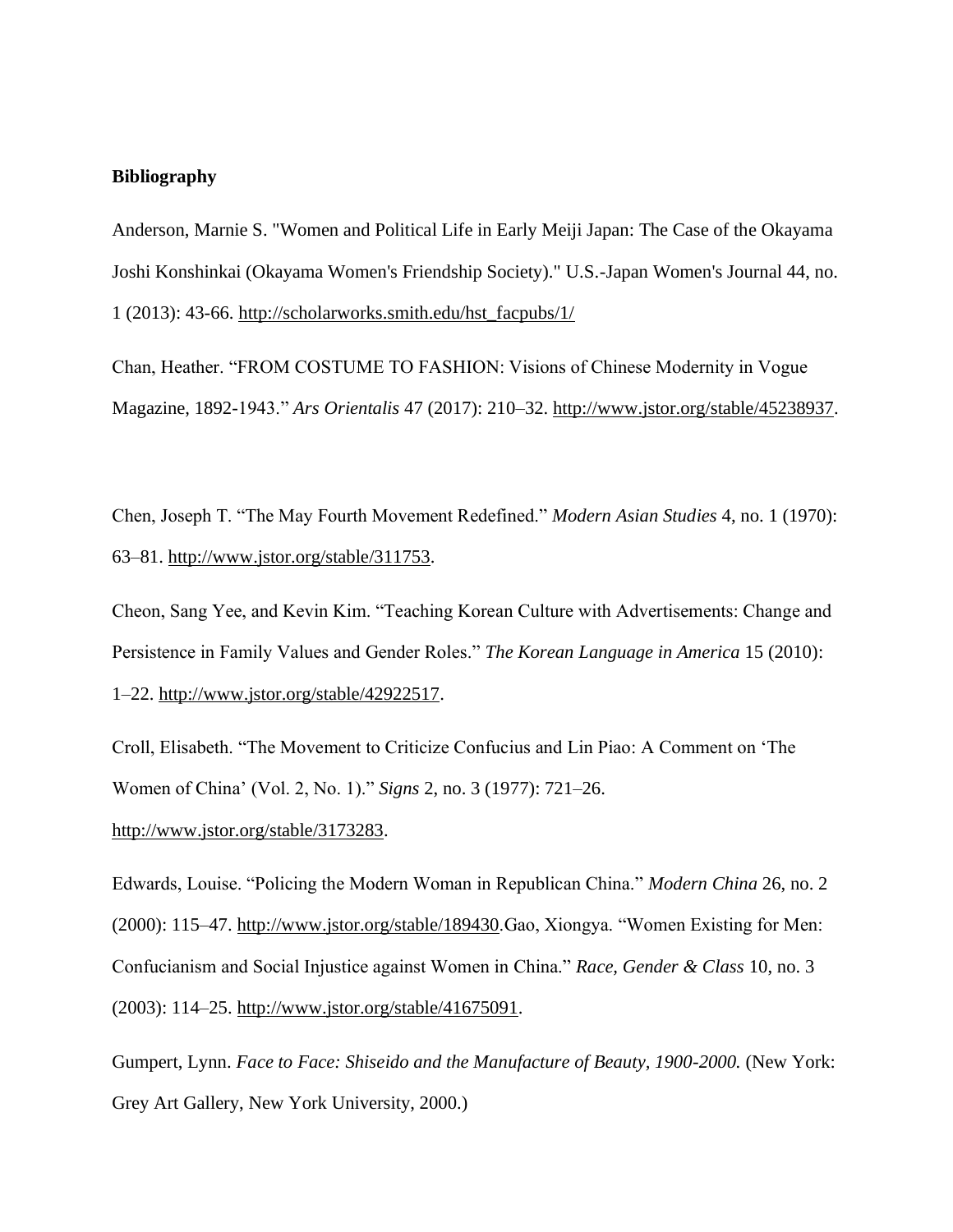**Bibliography**

Anderson, Marnie S. "Women and Political Life in Early Meiji Japan: The Case of the Okayama Joshi Konshinkai (Okayama Women's Friendship Society)." U.S.-Japan Women's Journal 44, no. 1 (2013): 43-66. http://scholarworks.smith.edu/hst_facpubs/1/

Chan, Heather. "FROM COSTUME TO FASHION: Visions of Chinese Modernity in Vogue Magazine, 1892-1943." *Ars Orientalis* 47 (2017): 210–32. http://www.jstor.org/stable/45238937.

Chen, Joseph T. "The May Fourth Movement Redefined." *Modern Asian Studies* 4, no. 1 (1970): 63–81. http://www.jstor.org/stable/311753.

Cheon, Sang Yee, and Kevin Kim. "Teaching Korean Culture with Advertisements: Change and Persistence in Family Values and Gender Roles." *The Korean Language in America* 15 (2010): 1–22. http://www.jstor.org/stable/42922517.

Croll, Elisabeth. "The Movement to Criticize Confucius and Lin Piao: A Comment on 'The Women of China' (Vol. 2, No. 1)." *Signs* 2, no. 3 (1977): 721–26. http://www.jstor.org/stable/3173283.

Edwards, Louise. "Policing the Modern Woman in Republican China." *Modern China* 26, no. 2 (2000): 115–47. http://www.jstor.org/stable/189430.Gao, Xiongya. "Women Existing for Men: Confucianism and Social Injustice against Women in China." *Race, Gender & Class* 10, no. 3 (2003): 114–25. http://www.jstor.org/stable/41675091.

Gumpert, Lynn. *Face to Face: Shiseido and the Manufacture of Beauty, 1900-2000.* (New York: Grey Art Gallery, New York University, 2000.)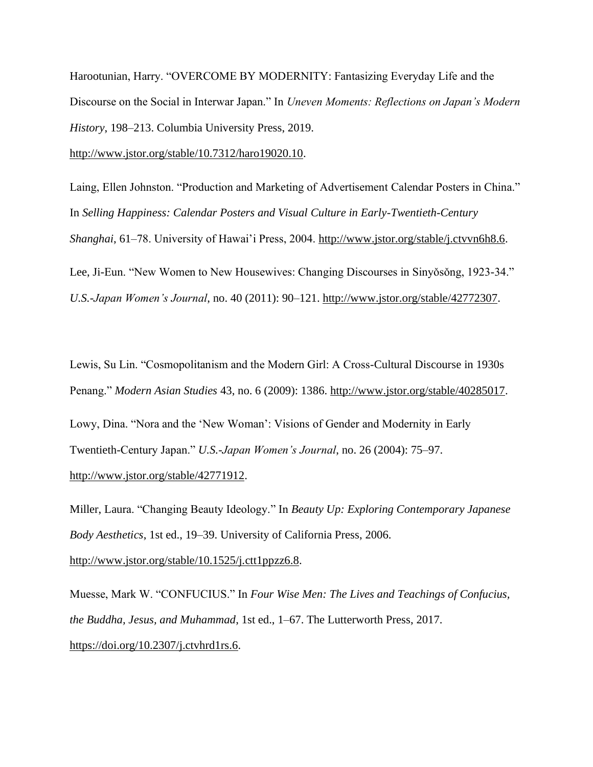Harootunian, Harry. "OVERCOME BY MODERNITY: Fantasizing Everyday Life and the Discourse on the Social in Interwar Japan." In *Uneven Moments: Reflections on Japan's Modern History*, 198–213. Columbia University Press, 2019. http://www.jstor.org/stable/10.7312/haro19020.10.

Laing, Ellen Johnston. "Production and Marketing of Advertisement Calendar Posters in China." In *Selling Happiness: Calendar Posters and Visual Culture in Early-Twentieth-Century Shanghai*, 61–78. University of Hawai'i Press, 2004. http://www.jstor.org/stable/j.ctvvn6h8.6.

Lee, Ji-Eun. "New Women to New Housewives: Changing Discourses in Sinyŏsŏng, 1923-34." *U.S.-Japan Women's Journal*, no. 40 (2011): 90–121. http://www.jstor.org/stable/42772307.

Lewis, Su Lin. "Cosmopolitanism and the Modern Girl: A Cross-Cultural Discourse in 1930s Penang." *Modern Asian Studies* 43, no. 6 (2009): 1386. http://www.jstor.org/stable/40285017.

Lowy, Dina. "Nora and the 'New Woman': Visions of Gender and Modernity in Early Twentieth-Century Japan." *U.S.-Japan Women's Journal*, no. 26 (2004): 75–97. http://www.jstor.org/stable/42771912.

Miller, Laura. "Changing Beauty Ideology." In *Beauty Up: Exploring Contemporary Japanese Body Aesthetics*, 1st ed., 19–39. University of California Press, 2006. http://www.jstor.org/stable/10.1525/j.ctt1ppzz6.8.

Muesse, Mark W. "CONFUCIUS." In *Four Wise Men: The Lives and Teachings of Confucius, the Buddha, Jesus, and Muhammad*, 1st ed., 1–67. The Lutterworth Press, 2017. https://doi.org/10.2307/j.ctvhrd1rs.6.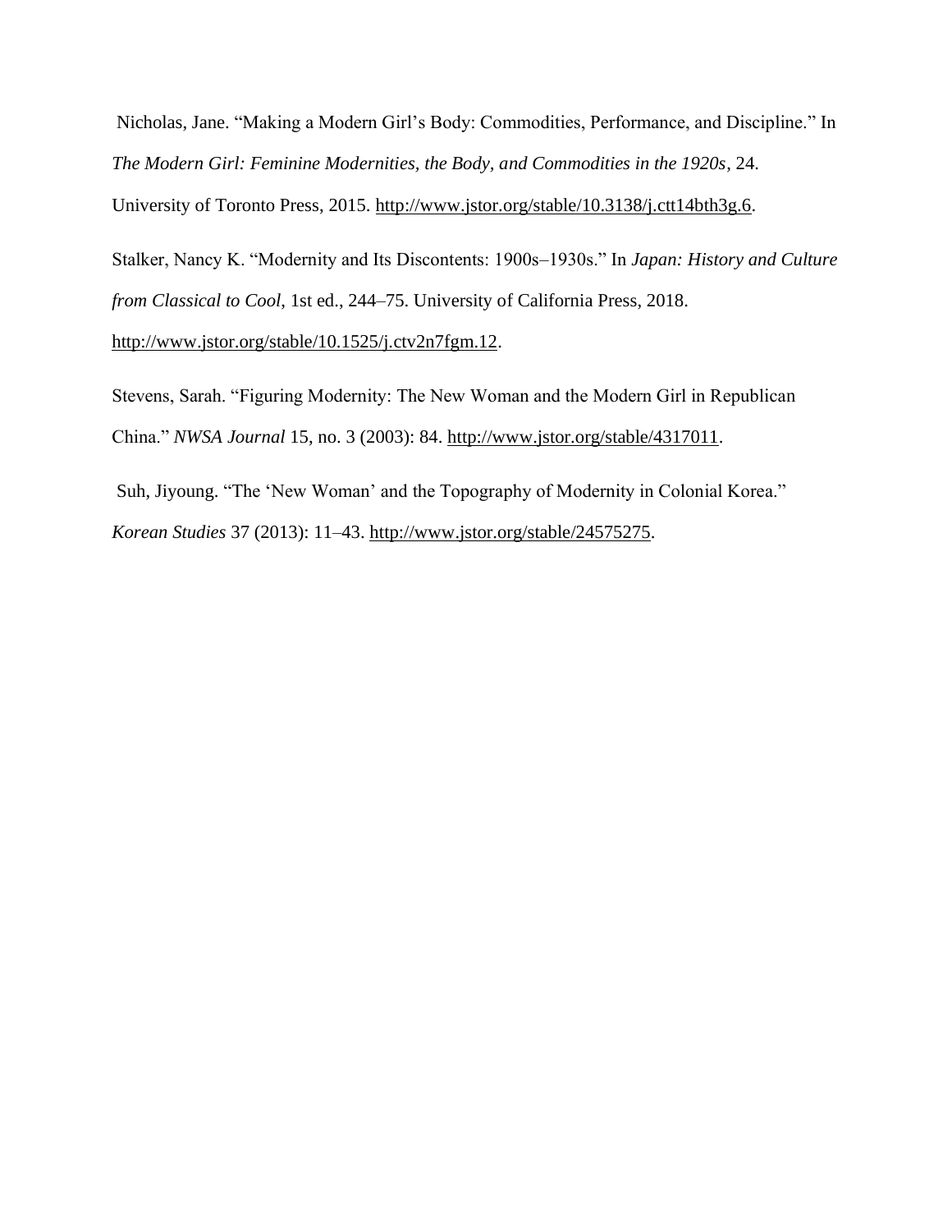Nicholas, Jane. "Making a Modern Girl's Body: Commodities, Performance, and Discipline." In *The Modern Girl: Feminine Modernities, the Body, and Commodities in the 1920s*, 24. University of Toronto Press, 2015. http://www.jstor.org/stable/10.3138/j.ctt14bth3g.6.

Stalker, Nancy K. "Modernity and Its Discontents: 1900s–1930s." In *Japan: History and Culture from Classical to Cool*, 1st ed., 244–75. University of California Press, 2018. http://www.jstor.org/stable/10.1525/j.ctv2n7fgm.12.

Stevens, Sarah. "Figuring Modernity: The New Woman and the Modern Girl in Republican China." *NWSA Journal* 15, no. 3 (2003): 84. http://www.jstor.org/stable/4317011.

Suh, Jiyoung. "The 'New Woman' and the Topography of Modernity in Colonial Korea." *Korean Studies* 37 (2013): 11–43. http://www.jstor.org/stable/24575275.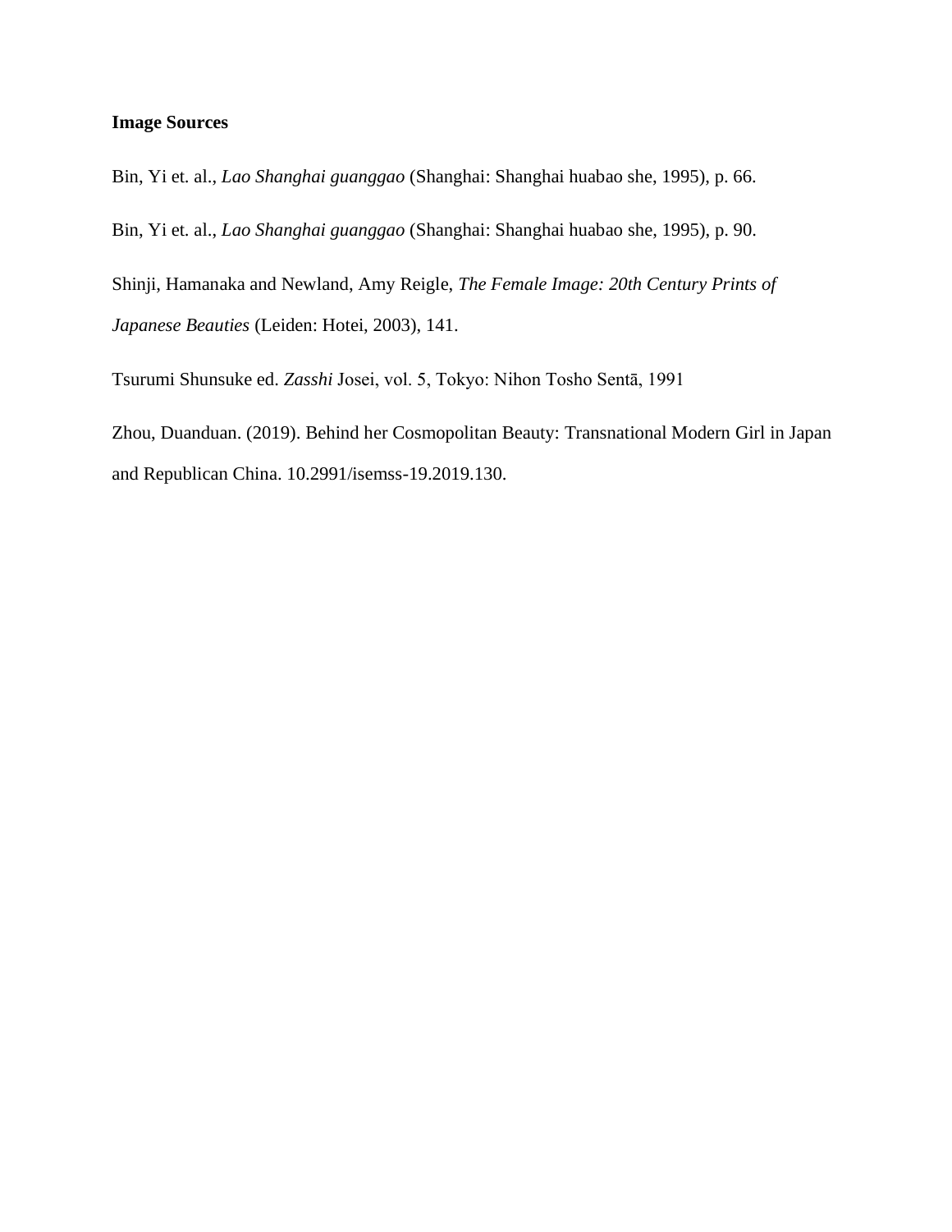**Image Sources**

Bin, Yi et. al., *Lao Shanghai guanggao* (Shanghai: Shanghai huabao she, 1995), p. 66.

Bin, Yi et. al., *Lao Shanghai guanggao* (Shanghai: Shanghai huabao she, 1995), p. 90.

Shinji, Hamanaka and Newland, Amy Reigle, *The Female Image: 20th Century Prints of Japanese Beauties* (Leiden: Hotei, 2003), 141.

Tsurumi Shunsuke ed. *Zasshi* Josei, vol. 5, Tokyo: Nihon Tosho Sentā, 1991

Zhou, Duanduan. (2019). Behind her Cosmopolitan Beauty: Transnational Modern Girl in Japan and Republican China. 10.2991/isemss-19.2019.130.